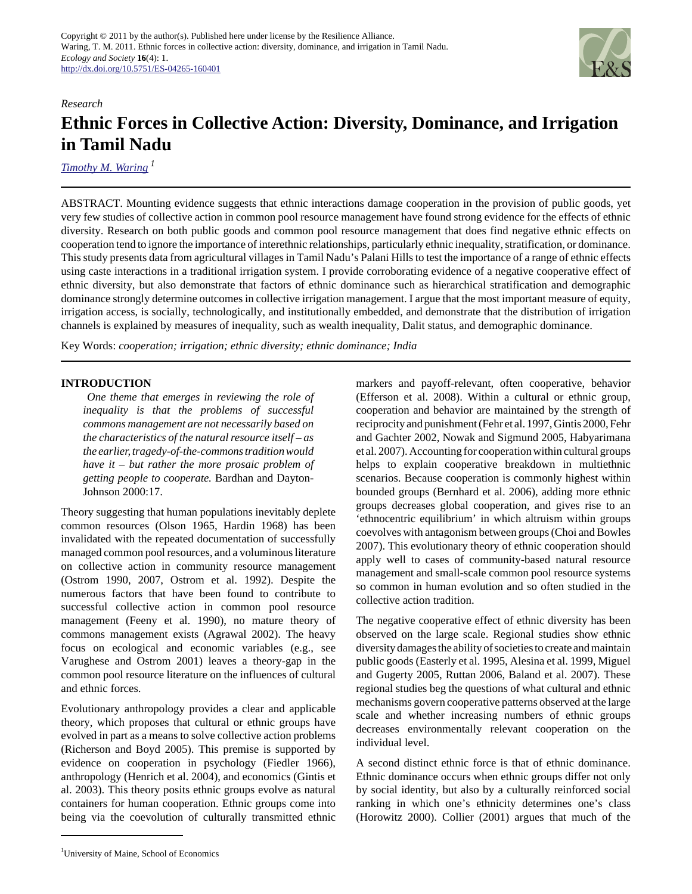Copyright © 2011 by the author(s). Published here under license by the Resilience Alliance.
Waring, T. M. 2011. Ethnic forces in collective action: diversity, dominance, and irrigation in Tamil Nadu. *Ecology and Society* **16**(4): 1.
http://dx.doi.org/10.5751/ES-04265-160401

*Research*

# Ethnic Forces in Collective Action: Diversity, Dominance, and Irrigation in Tamil Nadu

Timothy M. Waring [1]

ABSTRACT. Mounting evidence suggests that ethnic interactions damage cooperation in the provision of public goods, yet very few studies of collective action in common pool resource management have found strong evidence for the effects of ethnic diversity. Research on both public goods and common pool resource management that does find negative ethnic effects on cooperation tend to ignore the importance of interethnic relationships, particularly ethnic inequality, stratification, or dominance. This study presents data from agricultural villages in Tamil Nadu's Palani Hills to test the importance of a range of ethnic effects using caste interactions in a traditional irrigation system. I provide corroborating evidence of a negative cooperative effect of ethnic diversity, but also demonstrate that factors of ethnic dominance such as hierarchical stratification and demographic dominance strongly determine outcomes in collective irrigation management. I argue that the most important measure of equity, irrigation access, is socially, technologically, and institutionally embedded, and demonstrate that the distribution of irrigation channels is explained by measures of inequality, such as wealth inequality, Dalit status, and demographic dominance.

Key Words: *cooperation; irrigation; ethnic diversity; ethnic dominance; India*

## INTRODUCTION

*One theme that emerges in reviewing the role of inequality is that the problems of successful commons management are not necessarily based on the characteristics of the natural resource itself – as the earlier, tragedy-of-the-commons tradition would have it – but rather the more prosaic problem of getting people to cooperate.* Bardhan and Dayton-Johnson 2000:17.

Theory suggesting that human populations inevitably deplete common resources (Olson 1965, Hardin 1968) has been invalidated with the repeated documentation of successfully managed common pool resources, and a voluminous literature on collective action in community resource management (Ostrom 1990, 2007, Ostrom et al. 1992). Despite the numerous factors that have been found to contribute to successful collective action in common pool resource management (Feeny et al. 1990), no mature theory of commons management exists (Agrawal 2002). The heavy focus on ecological and economic variables (e.g., see Varughese and Ostrom 2001) leaves a theory-gap in the common pool resource literature on the influences of cultural and ethnic forces.

Evolutionary anthropology provides a clear and applicable theory, which proposes that cultural or ethnic groups have evolved in part as a means to solve collective action problems (Richerson and Boyd 2005). This premise is supported by evidence on cooperation in psychology (Fiedler 1966), anthropology (Henrich et al. 2004), and economics (Gintis et al. 2003). This theory posits ethnic groups evolve as natural containers for human cooperation. Ethnic groups come into being via the coevolution of culturally transmitted ethnic markers and payoff-relevant, often cooperative, behavior (Efferson et al. 2008). Within a cultural or ethnic group, cooperation and behavior are maintained by the strength of reciprocity and punishment (Fehr et al. 1997, Gintis 2000, Fehr and Gachter 2002, Nowak and Sigmund 2005, Habyarimana et al. 2007). Accounting for cooperation within cultural groups helps to explain cooperative breakdown in multiethnic scenarios. Because cooperation is commonly highest within bounded groups (Bernhard et al. 2006), adding more ethnic groups decreases global cooperation, and gives rise to an 'ethnocentric equilibrium' in which altruism within groups coevolves with antagonism between groups (Choi and Bowles 2007). This evolutionary theory of ethnic cooperation should apply well to cases of community-based natural resource management and small-scale common pool resource systems so common in human evolution and so often studied in the collective action tradition.

The negative cooperative effect of ethnic diversity has been observed on the large scale. Regional studies show ethnic diversity damages the ability of societies to create and maintain public goods (Easterly et al. 1995, Alesina et al. 1999, Miguel and Gugerty 2005, Ruttan 2006, Baland et al. 2007). These regional studies beg the questions of what cultural and ethnic mechanisms govern cooperative patterns observed at the large scale and whether increasing numbers of ethnic groups decreases environmentally relevant cooperation on the individual level.

A second distinct ethnic force is that of ethnic dominance. Ethnic dominance occurs when ethnic groups differ not only by social identity, but also by a culturally reinforced social ranking in which one's ethnicity determines one's class (Horowitz 2000). Collier (2001) argues that much of the

[1] University of Maine, School of Economics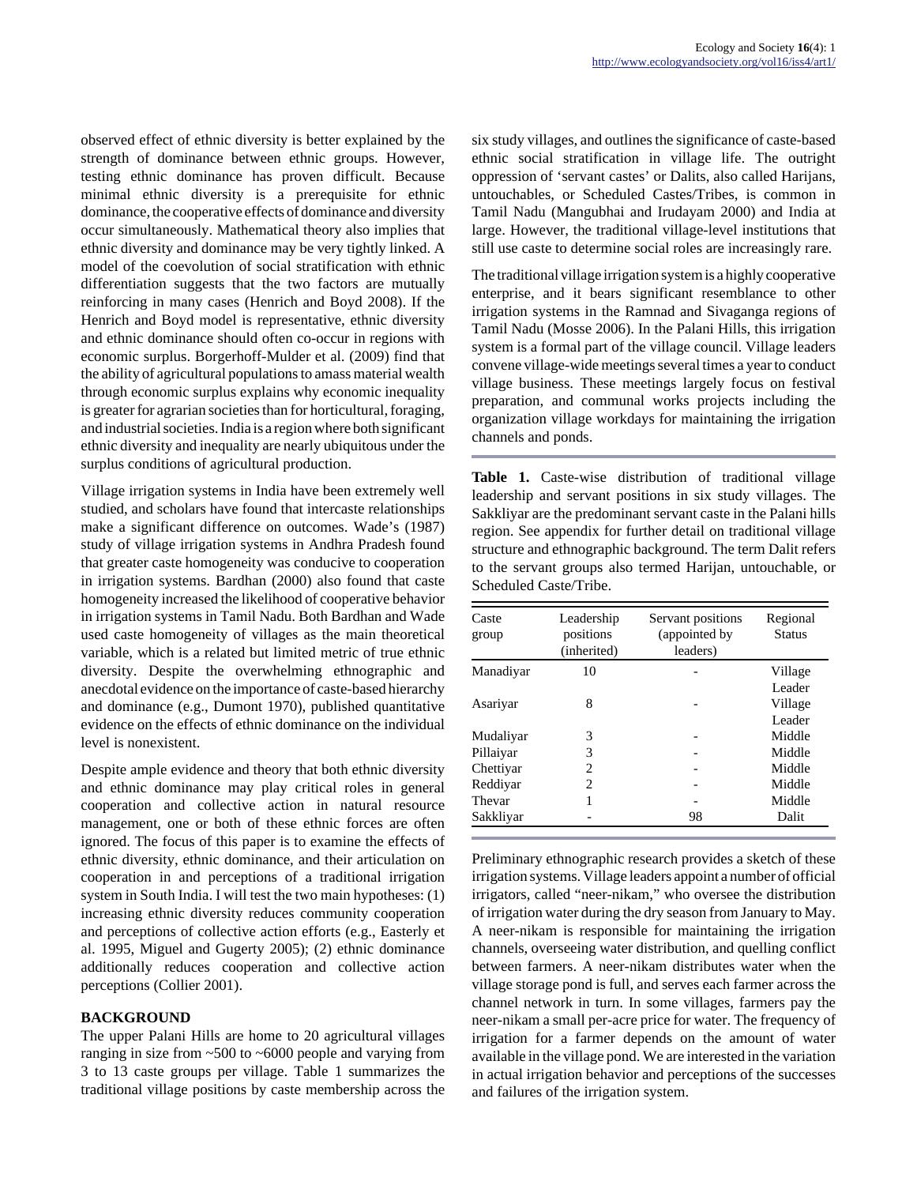observed effect of ethnic diversity is better explained by the strength of dominance between ethnic groups. However, testing ethnic dominance has proven difficult. Because minimal ethnic diversity is a prerequisite for ethnic dominance, the cooperative effects of dominance and diversity occur simultaneously. Mathematical theory also implies that ethnic diversity and dominance may be very tightly linked. A model of the coevolution of social stratification with ethnic differentiation suggests that the two factors are mutually reinforcing in many cases (Henrich and Boyd 2008). If the Henrich and Boyd model is representative, ethnic diversity and ethnic dominance should often co-occur in regions with economic surplus. Borgerhoff-Mulder et al. (2009) find that the ability of agricultural populations to amass material wealth through economic surplus explains why economic inequality is greater for agrarian societies than for horticultural, foraging, and industrial societies. India is a region where both significant ethnic diversity and inequality are nearly ubiquitous under the surplus conditions of agricultural production.

Village irrigation systems in India have been extremely well studied, and scholars have found that intercaste relationships make a significant difference on outcomes. Wade's (1987) study of village irrigation systems in Andhra Pradesh found that greater caste homogeneity was conducive to cooperation in irrigation systems. Bardhan (2000) also found that caste homogeneity increased the likelihood of cooperative behavior in irrigation systems in Tamil Nadu. Both Bardhan and Wade used caste homogeneity of villages as the main theoretical variable, which is a related but limited metric of true ethnic diversity. Despite the overwhelming ethnographic and anecdotal evidence on the importance of caste-based hierarchy and dominance (e.g., Dumont 1970), published quantitative evidence on the effects of ethnic dominance on the individual level is nonexistent.

Despite ample evidence and theory that both ethnic diversity and ethnic dominance may play critical roles in general cooperation and collective action in natural resource management, one or both of these ethnic forces are often ignored. The focus of this paper is to examine the effects of ethnic diversity, ethnic dominance, and their articulation on cooperation in and perceptions of a traditional irrigation system in South India. I will test the two main hypotheses: (1) increasing ethnic diversity reduces community cooperation and perceptions of collective action efforts (e.g., Easterly et al. 1995, Miguel and Gugerty 2005); (2) ethnic dominance additionally reduces cooperation and collective action perceptions (Collier 2001).

## BACKGROUND

The upper Palani Hills are home to 20 agricultural villages ranging in size from ~500 to ~6000 people and varying from 3 to 13 caste groups per village. Table 1 summarizes the traditional village positions by caste membership across the six study villages, and outlines the significance of caste-based ethnic social stratification in village life. The outright oppression of 'servant castes' or Dalits, also called Harijans, untouchables, or Scheduled Castes/Tribes, is common in Tamil Nadu (Mangubhai and Irudayam 2000) and India at large. However, the traditional village-level institutions that still use caste to determine social roles are increasingly rare.

The traditional village irrigation system is a highly cooperative enterprise, and it bears significant resemblance to other irrigation systems in the Ramnad and Sivaganga regions of Tamil Nadu (Mosse 2006). In the Palani Hills, this irrigation system is a formal part of the village council. Village leaders convene village-wide meetings several times a year to conduct village business. These meetings largely focus on festival preparation, and communal works projects including the organization village workdays for maintaining the irrigation channels and ponds.

**Table 1.** Caste-wise distribution of traditional village leadership and servant positions in six study villages. The Sakkliyar are the predominant servant caste in the Palani hills region. See appendix for further detail on traditional village structure and ethnographic background. The term Dalit refers to the servant groups also termed Harijan, untouchable, or Scheduled Caste/Tribe.

| Caste group | Leadership positions (inherited) | Servant positions (appointed by leaders) | Regional Status |
|---|---|---|---|
| Manadiyar | 10 | - | Village Leader |
| Asariyar | 8 | - | Village Leader |
| Mudaliyar | 3 | - | Middle |
| Pillaiyar | 3 | - | Middle |
| Chettiyar | 2 | - | Middle |
| Reddiyar | 2 | - | Middle |
| Thevar | 1 | - | Middle |
| Sakkliyar | - | 98 | Dalit |

Preliminary ethnographic research provides a sketch of these irrigation systems. Village leaders appoint a number of official irrigators, called "neer-nikam," who oversee the distribution of irrigation water during the dry season from January to May. A neer-nikam is responsible for maintaining the irrigation channels, overseeing water distribution, and quelling conflict between farmers. A neer-nikam distributes water when the village storage pond is full, and serves each farmer across the channel network in turn. In some villages, farmers pay the neer-nikam a small per-acre price for water. The frequency of irrigation for a farmer depends on the amount of water available in the village pond. We are interested in the variation in actual irrigation behavior and perceptions of the successes and failures of the irrigation system.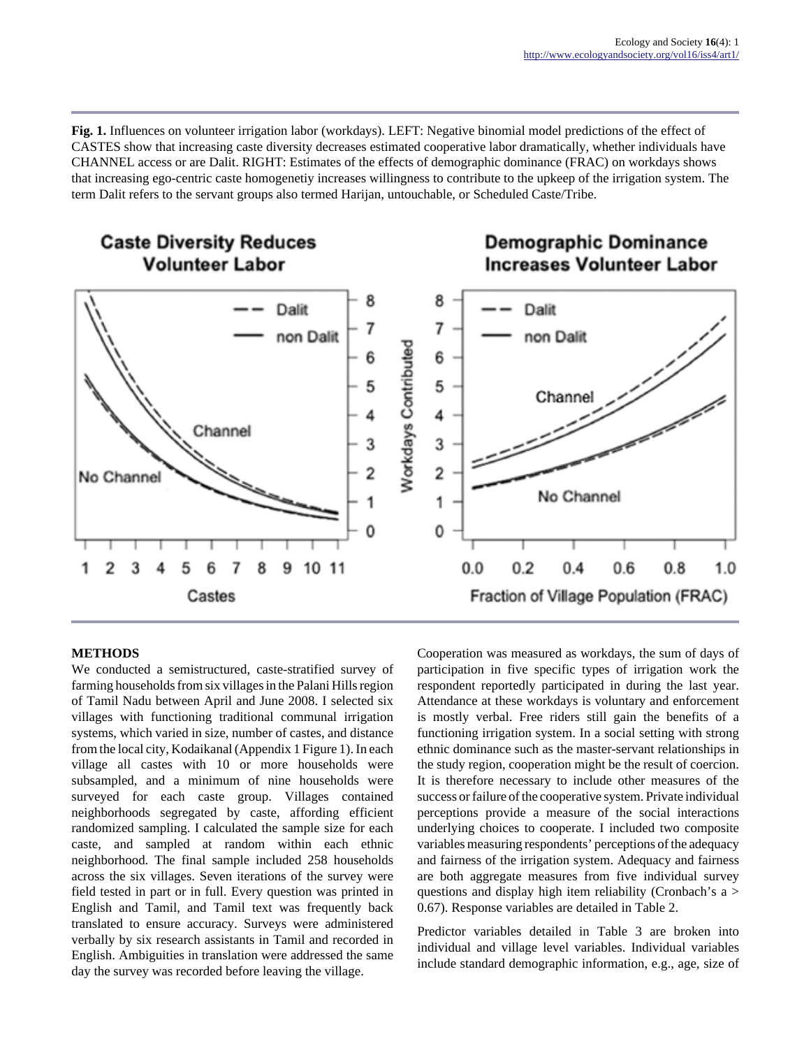**Fig. 1.** Influences on volunteer irrigation labor (workdays). LEFT: Negative binomial model predictions of the effect of CASTES show that increasing caste diversity decreases estimated cooperative labor dramatically, whether individuals have CHANNEL access or are Dalit. RIGHT: Estimates of the effects of demographic dominance (FRAC) on workdays shows that increasing ego-centric caste homogenetiy increases willingness to contribute to the upkeep of the irrigation system. The term Dalit refers to the servant groups also termed Harijan, untouchable, or Scheduled Caste/Tribe.

Caste Diversity Reduces Volunteer Labor

Dalit
non Dalit
Channel
No Channel
Castes
1 2 3 4 5 6 7 8 9 10 11
0 1 2 3 4 5 6 7 8

Demographic Dominance Increases Volunteer Labor

Workdays Contributed
Dalit
non Dalit
Channel
No Channel
Fraction of Village Population (FRAC)
0.0 0.2 0.4 0.6 0.8 1.0
0 1 2 3 4 5 6 7 8

## METHODS

We conducted a semistructured, caste-stratified survey of farming households from six villages in the Palani Hills region of Tamil Nadu between April and June 2008. I selected six villages with functioning traditional communal irrigation systems, which varied in size, number of castes, and distance from the local city, Kodaikanal (Appendix 1 Figure 1). In each village all castes with 10 or more households were subsampled, and a minimum of nine households were surveyed for each caste group. Villages contained neighborhoods segregated by caste, affording efficient randomized sampling. I calculated the sample size for each caste, and sampled at random within each ethnic neighborhood. The final sample included 258 households across the six villages. Seven iterations of the survey were field tested in part or in full. Every question was printed in English and Tamil, and Tamil text was frequently back translated to ensure accuracy. Surveys were administered verbally by six research assistants in Tamil and recorded in English. Ambiguities in translation were addressed the same day the survey was recorded before leaving the village.

Cooperation was measured as workdays, the sum of days of participation in five specific types of irrigation work the respondent reportedly participated in during the last year. Attendance at these workdays is voluntary and enforcement is mostly verbal. Free riders still gain the benefits of a functioning irrigation system. In a social setting with strong ethnic dominance such as the master-servant relationships in the study region, cooperation might be the result of coercion. It is therefore necessary to include other measures of the success or failure of the cooperative system. Private individual perceptions provide a measure of the social interactions underlying choices to cooperate. I included two composite variables measuring respondents' perceptions of the adequacy and fairness of the irrigation system. Adequacy and fairness are both aggregate measures from five individual survey questions and display high item reliability (Cronbach's a > 0.67). Response variables are detailed in Table 2.

Predictor variables detailed in Table 3 are broken into individual and village level variables. Individual variables include standard demographic information, e.g., age, size of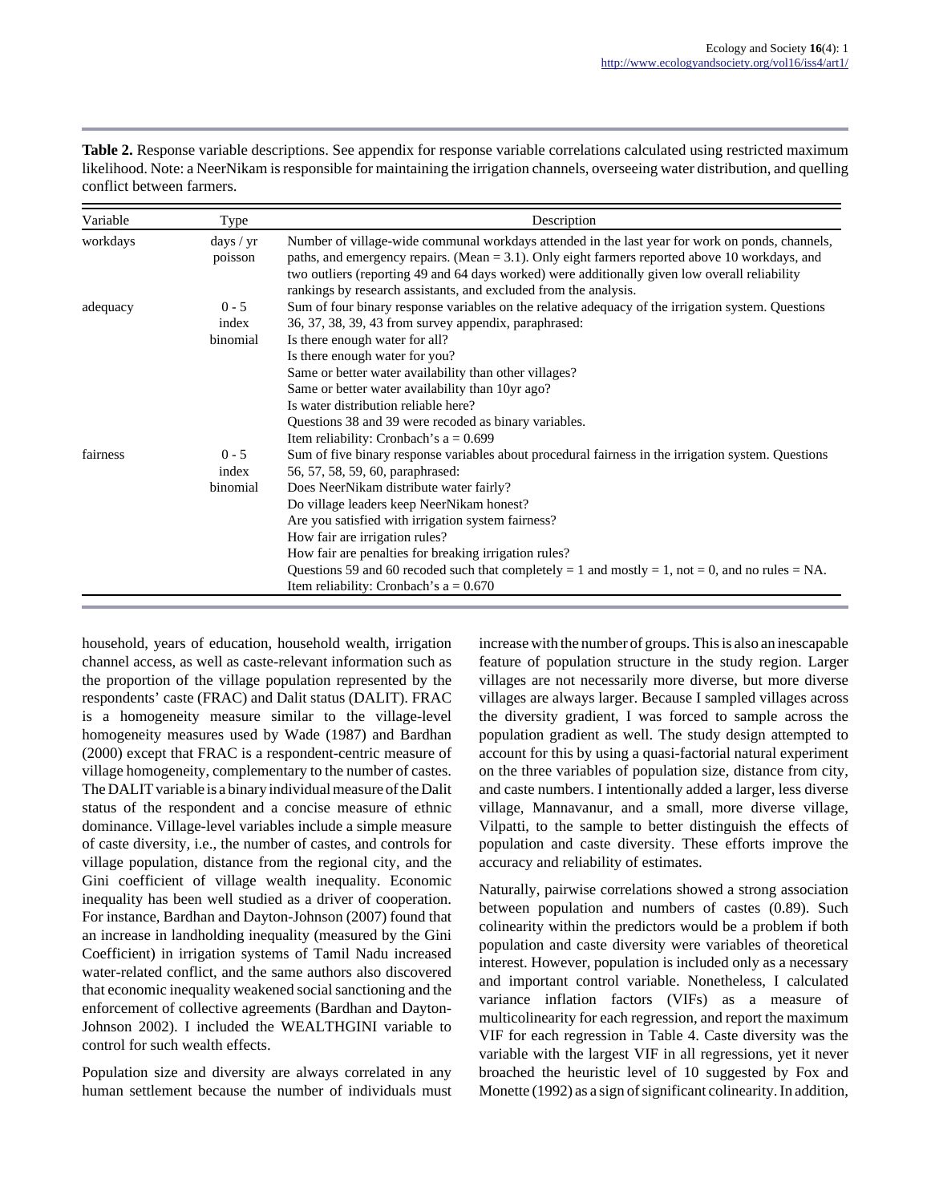**Table 2.** Response variable descriptions. See appendix for response variable correlations calculated using restricted maximum likelihood. Note: a NeerNikam is responsible for maintaining the irrigation channels, overseeing water distribution, and quelling conflict between farmers.

| Variable | Type | Description |
|---|---|---|
| workdays | days / yr poisson | Number of village-wide communal workdays attended in the last year for work on ponds, channels, paths, and emergency repairs. (Mean = 3.1). Only eight farmers reported above 10 workdays, and two outliers (reporting 49 and 64 days worked) were additionally given low overall reliability rankings by research assistants, and excluded from the analysis. |
| adequacy | 0 - 5 index binomial | Sum of four binary response variables on the relative adequacy of the irrigation system. Questions 36, 37, 38, 39, 43 from survey appendix, paraphrased:<br>Is there enough water for all?<br>Is there enough water for you?<br>Same or better water availability than other villages?<br>Same or better water availability than 10yr ago?<br>Is water distribution reliable here?<br>Questions 38 and 39 were recoded as binary variables.<br>Item reliability: Cronbach's a = 0.699 |
| fairness | 0 - 5 index binomial | Sum of five binary response variables about procedural fairness in the irrigation system. Questions 56, 57, 58, 59, 60, paraphrased:<br>Does NeerNikam distribute water fairly?<br>Do village leaders keep NeerNikam honest?<br>Are you satisfied with irrigation system fairness?<br>How fair are irrigation rules?<br>How fair are penalties for breaking irrigation rules?<br>Questions 59 and 60 recoded such that completely = 1 and mostly = 1, not = 0, and no rules = NA.<br>Item reliability: Cronbach's a = 0.670 |

household, years of education, household wealth, irrigation channel access, as well as caste-relevant information such as the proportion of the village population represented by the respondents' caste (FRAC) and Dalit status (DALIT). FRAC is a homogeneity measure similar to the village-level homogeneity measures used by Wade (1987) and Bardhan (2000) except that FRAC is a respondent-centric measure of village homogeneity, complementary to the number of castes. The DALIT variable is a binary individual measure of the Dalit status of the respondent and a concise measure of ethnic dominance. Village-level variables include a simple measure of caste diversity, i.e., the number of castes, and controls for village population, distance from the regional city, and the Gini coefficient of village wealth inequality. Economic inequality has been well studied as a driver of cooperation. For instance, Bardhan and Dayton-Johnson (2007) found that an increase in landholding inequality (measured by the Gini Coefficient) in irrigation systems of Tamil Nadu increased water-related conflict, and the same authors also discovered that economic inequality weakened social sanctioning and the enforcement of collective agreements (Bardhan and Dayton-Johnson 2002). I included the WEALTHGINI variable to control for such wealth effects.

Population size and diversity are always correlated in any human settlement because the number of individuals must increase with the number of groups. This is also an inescapable feature of population structure in the study region. Larger villages are not necessarily more diverse, but more diverse villages are always larger. Because I sampled villages across the diversity gradient, I was forced to sample across the population gradient as well. The study design attempted to account for this by using a quasi-factorial natural experiment on the three variables of population size, distance from city, and caste numbers. I intentionally added a larger, less diverse village, Mannavanur, and a small, more diverse village, Vilpatti, to the sample to better distinguish the effects of population and caste diversity. These efforts improve the accuracy and reliability of estimates.

Naturally, pairwise correlations showed a strong association between population and numbers of castes (0.89). Such colinearity within the predictors would be a problem if both population and caste diversity were variables of theoretical interest. However, population is included only as a necessary and important control variable. Nonetheless, I calculated variance inflation factors (VIFs) as a measure of multicolinearity for each regression, and report the maximum VIF for each regression in Table 4. Caste diversity was the variable with the largest VIF in all regressions, yet it never broached the heuristic level of 10 suggested by Fox and Monette (1992) as a sign of significant colinearity. In addition,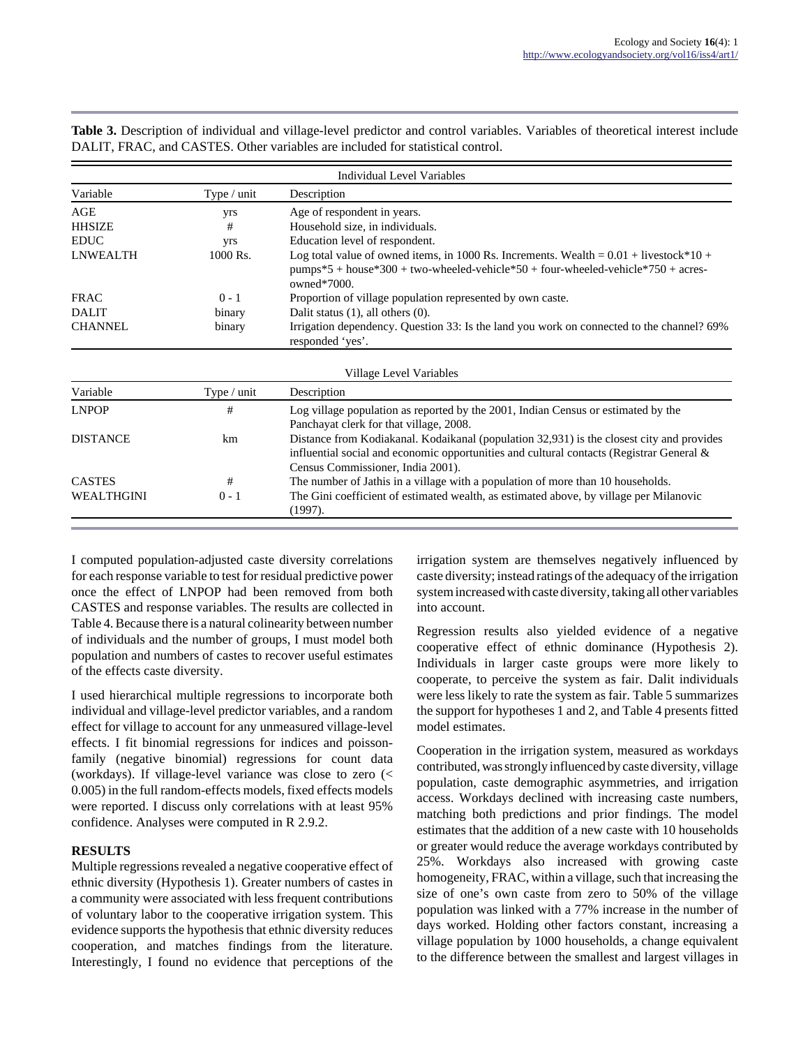**Table 3.** Description of individual and village-level predictor and control variables. Variables of theoretical interest include DALIT, FRAC, and CASTES. Other variables are included for statistical control.

| Individual Level Variables | | |
|---|---|---|
| Variable | Type / unit | Description |
| AGE | yrs | Age of respondent in years. |
| HHSIZE | # | Household size, in individuals. |
| EDUC | yrs | Education level of respondent. |
| LNWEALTH | 1000 Rs. | Log total value of owned items, in 1000 Rs. Increments. Wealth = 0.01 + livestock*10 + pumps*5 + house*300 + two-wheeled-vehicle*50 + four-wheeled-vehicle*750 + acres-owned*7000. |
| FRAC | 0 - 1 | Proportion of village population represented by own caste. |
| DALIT | binary | Dalit status (1), all others (0). |
| CHANNEL | binary | Irrigation dependency. Question 33: Is the land you work on connected to the channel? 69% responded 'yes'. |

| Village Level Variables | | |
|---|---|---|
| Variable | Type / unit | Description |
| LNPOP | # | Log village population as reported by the 2001, Indian Census or estimated by the Panchayat clerk for that village, 2008. |
| DISTANCE | km | Distance from Kodiakanal. Kodaikanal (population 32,931) is the closest city and provides influential social and economic opportunities and cultural contacts (Registrar General & Census Commissioner, India 2001). |
| CASTES | # | The number of Jathis in a village with a population of more than 10 households. |
| WEALTHGINI | 0 - 1 | The Gini coefficient of estimated wealth, as estimated above, by village per Milanovic (1997). |

I computed population-adjusted caste diversity correlations for each response variable to test for residual predictive power once the effect of LNPOP had been removed from both CASTES and response variables. The results are collected in Table 4. Because there is a natural colinearity between number of individuals and the number of groups, I must model both population and numbers of castes to recover useful estimates of the effects caste diversity.

I used hierarchical multiple regressions to incorporate both individual and village-level predictor variables, and a random effect for village to account for any unmeasured village-level effects. I fit binomial regressions for indices and poisson-family (negative binomial) regressions for count data (workdays). If village-level variance was close to zero (< 0.005) in the full random-effects models, fixed effects models were reported. I discuss only correlations with at least 95% confidence. Analyses were computed in R 2.9.2.

## RESULTS

Multiple regressions revealed a negative cooperative effect of ethnic diversity (Hypothesis 1). Greater numbers of castes in a community were associated with less frequent contributions of voluntary labor to the cooperative irrigation system. This evidence supports the hypothesis that ethnic diversity reduces cooperation, and matches findings from the literature. Interestingly, I found no evidence that perceptions of the irrigation system are themselves negatively influenced by caste diversity; instead ratings of the adequacy of the irrigation system increased with caste diversity, taking all other variables into account.

Regression results also yielded evidence of a negative cooperative effect of ethnic dominance (Hypothesis 2). Individuals in larger caste groups were more likely to cooperate, to perceive the system as fair. Dalit individuals were less likely to rate the system as fair. Table 5 summarizes the support for hypotheses 1 and 2, and Table 4 presents fitted model estimates.

Cooperation in the irrigation system, measured as workdays contributed, was strongly influenced by caste diversity, village population, caste demographic asymmetries, and irrigation access. Workdays declined with increasing caste numbers, matching both predictions and prior findings. The model estimates that the addition of a new caste with 10 households or greater would reduce the average workdays contributed by 25%. Workdays also increased with growing caste homogeneity, FRAC, within a village, such that increasing the size of one's own caste from zero to 50% of the village population was linked with a 77% increase in the number of days worked. Holding other factors constant, increasing a village population by 1000 households, a change equivalent to the difference between the smallest and largest villages in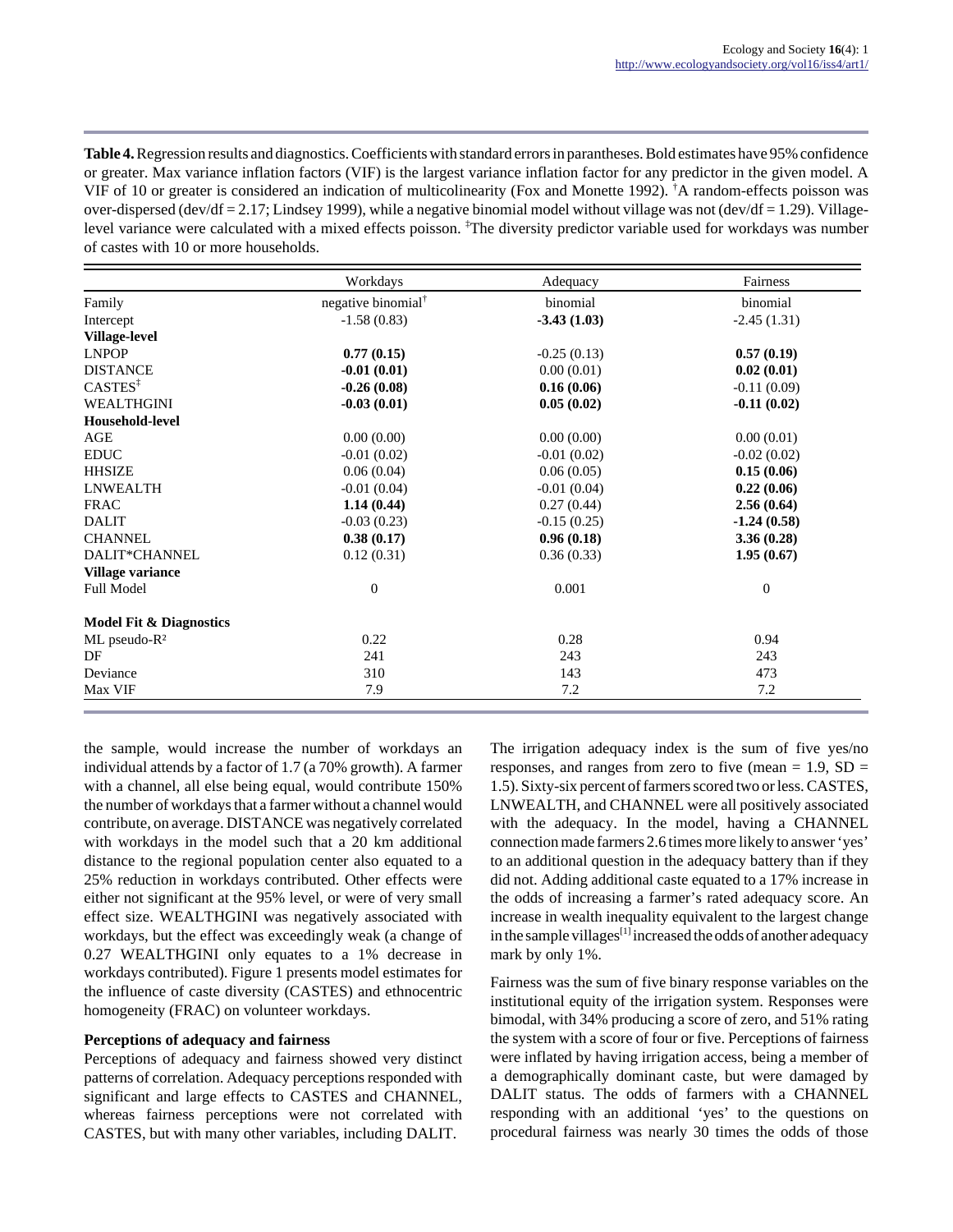**Table 4.** Regression results and diagnostics. Coefficients with standard errors in parantheses. Bold estimates have 95% confidence or greater. Max variance inflation factors (VIF) is the largest variance inflation factor for any predictor in the given model. A VIF of 10 or greater is considered an indication of multicolinearity (Fox and Monette 1992). †A random-effects poisson was over-dispersed (dev/df = 2.17; Lindsey 1999), while a negative binomial model without village was not (dev/df = 1.29). Village-level variance were calculated with a mixed effects poisson. ‡The diversity predictor variable used for workdays was number of castes with 10 or more households.

| | Workdays | Adequacy | Fairness |
|---|---|---|---|
| Family | negative binomial† | binomial | binomial |
| Intercept | -1.58 (0.83) | **-3.43 (1.03)** | -2.45 (1.31) |
| **Village-level** | | | |
| LNPOP | **0.77 (0.15)** | -0.25 (0.13) | **0.57 (0.19)** |
| DISTANCE | **-0.01 (0.01)** | 0.00 (0.01) | **0.02 (0.01)** |
| CASTES‡ | **-0.26 (0.08)** | **0.16 (0.06)** | -0.11 (0.09) |
| WEALTHGINI | **-0.03 (0.01)** | **0.05 (0.02)** | **-0.11 (0.02)** |
| **Household-level** | | | |
| AGE | 0.00 (0.00) | 0.00 (0.00) | 0.00 (0.01) |
| EDUC | -0.01 (0.02) | -0.01 (0.02) | -0.02 (0.02) |
| HHSIZE | 0.06 (0.04) | 0.06 (0.05) | **0.15 (0.06)** |
| LNWEALTH | -0.01 (0.04) | -0.01 (0.04) | **0.22 (0.06)** |
| FRAC | **1.14 (0.44)** | 0.27 (0.44) | **2.56 (0.64)** |
| DALIT | -0.03 (0.23) | -0.15 (0.25) | **-1.24 (0.58)** |
| CHANNEL | **0.38 (0.17)** | **0.96 (0.18)** | **3.36 (0.28)** |
| DALIT*CHANNEL | 0.12 (0.31) | 0.36 (0.33) | **1.95 (0.67)** |
| **Village variance** | | | |
| Full Model | 0 | 0.001 | 0 |
| **Model Fit & Diagnostics** | | | |
| ML pseudo-$R^2$ | 0.22 | 0.28 | 0.94 |
| DF | 241 | 243 | 243 |
| Deviance | 310 | 143 | 473 |
| Max VIF | 7.9 | 7.2 | 7.2 |

the sample, would increase the number of workdays an individual attends by a factor of 1.7 (a 70% growth). A farmer with a channel, all else being equal, would contribute 150% the number of workdays that a farmer without a channel would contribute, on average. DISTANCE was negatively correlated with workdays in the model such that a 20 km additional distance to the regional population center also equated to a 25% reduction in workdays contributed. Other effects were either not significant at the 95% level, or were of very small effect size. WEALTHGINI was negatively associated with workdays, but the effect was exceedingly weak (a change of 0.27 WEALTHGINI only equates to a 1% decrease in workdays contributed). Figure 1 presents model estimates for the influence of caste diversity (CASTES) and ethnocentric homogeneity (FRAC) on volunteer workdays.

### Perceptions of adequacy and fairness

Perceptions of adequacy and fairness showed very distinct patterns of correlation. Adequacy perceptions responded with significant and large effects to CASTES and CHANNEL, whereas fairness perceptions were not correlated with CASTES, but with many other variables, including DALIT.

The irrigation adequacy index is the sum of five yes/no responses, and ranges from zero to five (mean = 1.9, SD = 1.5). Sixty-six percent of farmers scored two or less. CASTES, LNWEALTH, and CHANNEL were all positively associated with the adequacy. In the model, having a CHANNEL connection made farmers 2.6 times more likely to answer 'yes' to an additional question in the adequacy battery than if they did not. Adding additional caste equated to a 17% increase in the odds of increasing a farmer's rated adequacy score. An increase in wealth inequality equivalent to the largest change in the sample villages[1] increased the odds of another adequacy mark by only 1%.

Fairness was the sum of five binary response variables on the institutional equity of the irrigation system. Responses were bimodal, with 34% producing a score of zero, and 51% rating the system with a score of four or five. Perceptions of fairness were inflated by having irrigation access, being a member of a demographically dominant caste, but were damaged by DALIT status. The odds of farmers with a CHANNEL responding with an additional 'yes' to the questions on procedural fairness was nearly 30 times the odds of those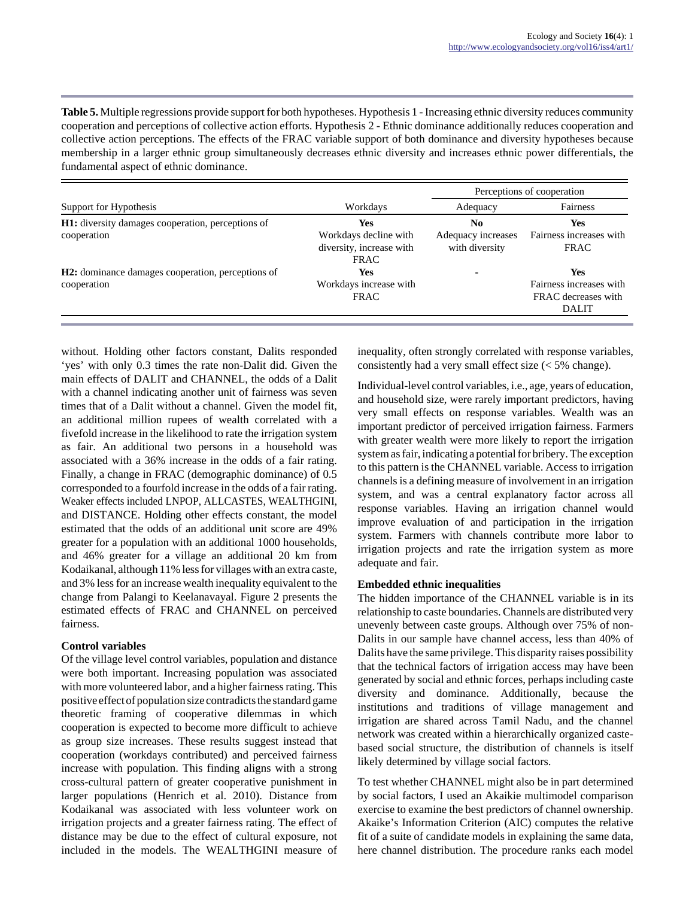**Table 5.** Multiple regressions provide support for both hypotheses. Hypothesis 1 - Increasing ethnic diversity reduces community cooperation and perceptions of collective action efforts. Hypothesis 2 - Ethnic dominance additionally reduces cooperation and collective action perceptions. The effects of the FRAC variable support of both dominance and diversity hypotheses because membership in a larger ethnic group simultaneously decreases ethnic diversity and increases ethnic power differentials, the fundamental aspect of ethnic dominance.

| | | Perceptions of cooperation | |
|---|---|---|---|
| Support for Hypothesis | Workdays | Adequacy | Fairness |
| **H1:** diversity damages cooperation, perceptions of cooperation | **Yes** Workdays decline with diversity, increase with FRAC | **No** Adequacy increases with diversity | **Yes** Fairness increases with FRAC |
| **H2:** dominance damages cooperation, perceptions of cooperation | **Yes** Workdays increase with FRAC | - | **Yes** Fairness increases with FRAC decreases with DALIT |

without. Holding other factors constant, Dalits responded 'yes' with only 0.3 times the rate non-Dalit did. Given the main effects of DALIT and CHANNEL, the odds of a Dalit with a channel indicating another unit of fairness was seven times that of a Dalit without a channel. Given the model fit, an additional million rupees of wealth correlated with a fivefold increase in the likelihood to rate the irrigation system as fair. An additional two persons in a household was associated with a 36% increase in the odds of a fair rating. Finally, a change in FRAC (demographic dominance) of 0.5 corresponded to a fourfold increase in the odds of a fair rating. Weaker effects included LNPOP, ALLCASTES, WEALTHGINI, and DISTANCE. Holding other effects constant, the model estimated that the odds of an additional unit score are 49% greater for a population with an additional 1000 households, and 46% greater for a village an additional 20 km from Kodaikanal, although 11% less for villages with an extra caste, and 3% less for an increase wealth inequality equivalent to the change from Palangi to Keelanavayal. Figure 2 presents the estimated effects of FRAC and CHANNEL on perceived fairness.

### Control variables

Of the village level control variables, population and distance were both important. Increasing population was associated with more volunteered labor, and a higher fairness rating. This positive effect of population size contradicts the standard game theoretic framing of cooperative dilemmas in which cooperation is expected to become more difficult to achieve as group size increases. These results suggest instead that cooperation (workdays contributed) and perceived fairness increase with population. This finding aligns with a strong cross-cultural pattern of greater cooperative punishment in larger populations (Henrich et al. 2010). Distance from Kodaikanal was associated with less volunteer work on irrigation projects and a greater fairness rating. The effect of distance may be due to the effect of cultural exposure, not included in the models. The WEALTHGINI measure of inequality, often strongly correlated with response variables, consistently had a very small effect size (< 5% change).

Individual-level control variables, i.e., age, years of education, and household size, were rarely important predictors, having very small effects on response variables. Wealth was an important predictor of perceived irrigation fairness. Farmers with greater wealth were more likely to report the irrigation system as fair, indicating a potential for bribery. The exception to this pattern is the CHANNEL variable. Access to irrigation channels is a defining measure of involvement in an irrigation system, and was a central explanatory factor across all response variables. Having an irrigation channel would improve evaluation of and participation in the irrigation system. Farmers with channels contribute more labor to irrigation projects and rate the irrigation system as more adequate and fair.

### Embedded ethnic inequalities

The hidden importance of the CHANNEL variable is in its relationship to caste boundaries. Channels are distributed very unevenly between caste groups. Although over 75% of non-Dalits in our sample have channel access, less than 40% of Dalits have the same privilege. This disparity raises possibility that the technical factors of irrigation access may have been generated by social and ethnic forces, perhaps including caste diversity and dominance. Additionally, because the institutions and traditions of village management and irrigation are shared across Tamil Nadu, and the channel network was created within a hierarchically organized caste-based social structure, the distribution of channels is itself likely determined by village social factors.

To test whether CHANNEL might also be in part determined by social factors, I used an Akaikie multimodel comparison exercise to examine the best predictors of channel ownership. Akaike's Information Criterion (AIC) computes the relative fit of a suite of candidate models in explaining the same data, here channel distribution. The procedure ranks each model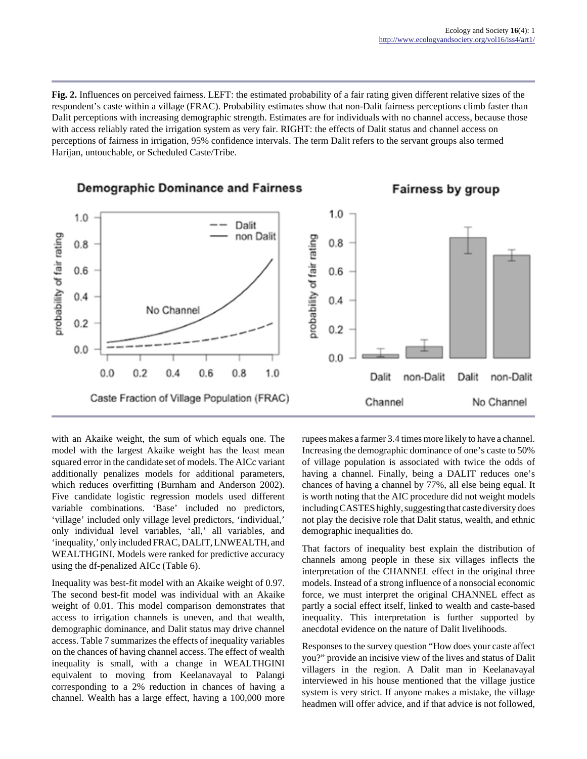**Fig. 2.** Influences on perceived fairness. LEFT: the estimated probability of a fair rating given different relative sizes of the respondent's caste within a village (FRAC). Probability estimates show that non-Dalit fairness perceptions climb faster than Dalit perceptions with increasing demographic strength. Estimates are for individuals with no channel access, because those with access reliably rated the irrigation system as very fair. RIGHT: the effects of Dalit status and channel access on perceptions of fairness in irrigation, 95% confidence intervals. The term Dalit refers to the servant groups also termed Harijan, untouchable, or Scheduled Caste/Tribe.

with an Akaike weight, the sum of which equals one. The model with the largest Akaike weight has the least mean squared error in the candidate set of models. The AICc variant additionally penalizes models for additional parameters, which reduces overfitting (Burnham and Anderson 2002). Five candidate logistic regression models used different variable combinations. 'Base' included no predictors, 'village' included only village level predictors, 'individual,' only individual level variables, 'all,' all variables, and 'inequality,' only included FRAC, DALIT, LNWEALTH, and WEALTHGINI. Models were ranked for predictive accuracy using the df-penalized AICc (Table 6).

Inequality was best-fit model with an Akaike weight of 0.97. The second best-fit model was individual with an Akaike weight of 0.01. This model comparison demonstrates that access to irrigation channels is uneven, and that wealth, demographic dominance, and Dalit status may drive channel access. Table 7 summarizes the effects of inequality variables on the chances of having channel access. The effect of wealth inequality is small, with a change in WEALTHGINI equivalent to moving from Keelanavayal to Palangi corresponding to a 2% reduction in chances of having a channel. Wealth has a large effect, having a 100,000 more rupees makes a farmer 3.4 times more likely to have a channel. Increasing the demographic dominance of one's caste to 50% of village population is associated with twice the odds of having a channel. Finally, being a DALIT reduces one's chances of having a channel by 77%, all else being equal. It is worth noting that the AIC procedure did not weight models including CASTES highly, suggesting that caste diversity does not play the decisive role that Dalit status, wealth, and ethnic demographic inequalities do.

That factors of inequality best explain the distribution of channels among people in these six villages inflects the interpretation of the CHANNEL effect in the original three models. Instead of a strong influence of a nonsocial economic force, we must interpret the original CHANNEL effect as partly a social effect itself, linked to wealth and caste-based inequality. This interpretation is further supported by anecdotal evidence on the nature of Dalit livelihoods.

Responses to the survey question "How does your caste affect you?" provide an incisive view of the lives and status of Dalit villagers in the region. A Dalit man in Keelanavayal interviewed in his house mentioned that the village justice system is very strict. If anyone makes a mistake, the village headmen will offer advice, and if that advice is not followed,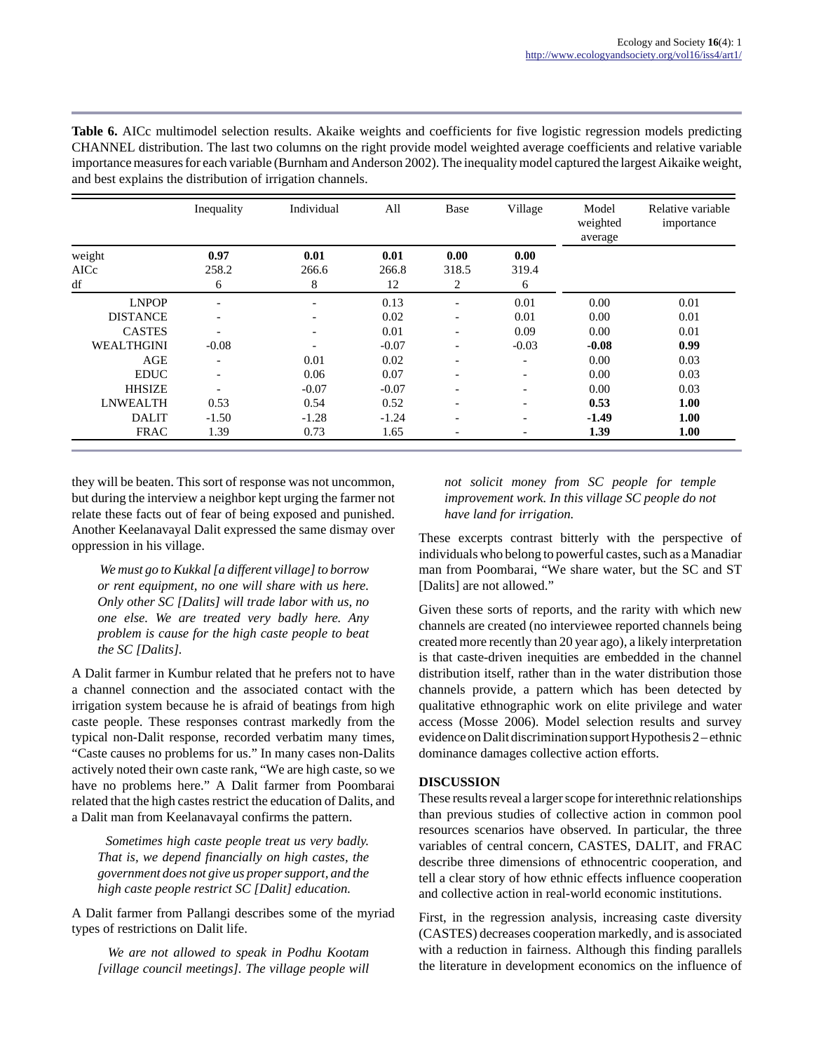**Table 6.** AICc multimodel selection results. Akaike weights and coefficients for five logistic regression models predicting CHANNEL distribution. The last two columns on the right provide model weighted average coefficients and relative variable importance measures for each variable (Burnham and Anderson 2002). The inequality model captured the largest Aikaike weight, and best explains the distribution of irrigation channels.

| | Inequality | Individual | All | Base | Village | Model weighted average | Relative variable importance |
|---|---|---|---|---|---|---|---|
| weight | **0.97** | **0.01** | **0.01** | **0.00** | **0.00** | | |
| AICc | 258.2 | 266.6 | 266.8 | 318.5 | 319.4 | | |
| df | 6 | 8 | 12 | 2 | 6 | | |
| LNPOP | - | - | 0.13 | - | 0.01 | 0.00 | 0.01 |
| DISTANCE | - | - | 0.02 | - | 0.01 | 0.00 | 0.01 |
| CASTES | - | - | 0.01 | - | 0.09 | 0.00 | 0.01 |
| WEALTHGINI | -0.08 | - | -0.07 | - | -0.03 | **-0.08** | **0.99** |
| AGE | - | 0.01 | 0.02 | - | - | 0.00 | 0.03 |
| EDUC | - | 0.06 | 0.07 | - | - | 0.00 | 0.03 |
| HHSIZE | - | -0.07 | -0.07 | - | - | 0.00 | 0.03 |
| LNWEALTH | 0.53 | 0.54 | 0.52 | - | - | **0.53** | **1.00** |
| DALIT | -1.50 | -1.28 | -1.24 | - | - | **-1.49** | **1.00** |
| FRAC | 1.39 | 0.73 | 1.65 | - | - | **1.39** | **1.00** |

they will be beaten. This sort of response was not uncommon, but during the interview a neighbor kept urging the farmer not relate these facts out of fear of being exposed and punished. Another Keelanavayal Dalit expressed the same dismay over oppression in his village.

> *We must go to Kukkal [a different village] to borrow or rent equipment, no one will share with us here. Only other SC [Dalits] will trade labor with us, no one else. We are treated very badly here. Any problem is cause for the high caste people to beat the SC [Dalits].*

A Dalit farmer in Kumbur related that he prefers not to have a channel connection and the associated contact with the irrigation system because he is afraid of beatings from high caste people. These responses contrast markedly from the typical non-Dalit response, recorded verbatim many times, "Caste causes no problems for us." In many cases non-Dalits actively noted their own caste rank, "We are high caste, so we have no problems here." A Dalit farmer from Poombarai related that the high castes restrict the education of Dalits, and a Dalit man from Keelanavayal confirms the pattern.

> *Sometimes high caste people treat us very badly. That is, we depend financially on high castes, the government does not give us proper support, and the high caste people restrict SC [Dalit] education.*

A Dalit farmer from Pallangi describes some of the myriad types of restrictions on Dalit life.

> *We are not allowed to speak in Podhu Kootam [village council meetings]. The village people will not solicit money from SC people for temple improvement work. In this village SC people do not have land for irrigation.*

These excerpts contrast bitterly with the perspective of individuals who belong to powerful castes, such as a Manadiar man from Poombarai, "We share water, but the SC and ST [Dalits] are not allowed."

Given these sorts of reports, and the rarity with which new channels are created (no interviewee reported channels being created more recently than 20 year ago), a likely interpretation is that caste-driven inequities are embedded in the channel distribution itself, rather than in the water distribution those channels provide, a pattern which has been detected by qualitative ethnographic work on elite privilege and water access (Mosse 2006). Model selection results and survey evidence on Dalit discrimination support Hypothesis 2 – ethnic dominance damages collective action efforts.

## DISCUSSION

These results reveal a larger scope for interethnic relationships than previous studies of collective action in common pool resources scenarios have observed. In particular, the three variables of central concern, CASTES, DALIT, and FRAC describe three dimensions of ethnocentric cooperation, and tell a clear story of how ethnic effects influence cooperation and collective action in real-world economic institutions.

First, in the regression analysis, increasing caste diversity (CASTES) decreases cooperation markedly, and is associated with a reduction in fairness. Although this finding parallels the literature in development economics on the influence of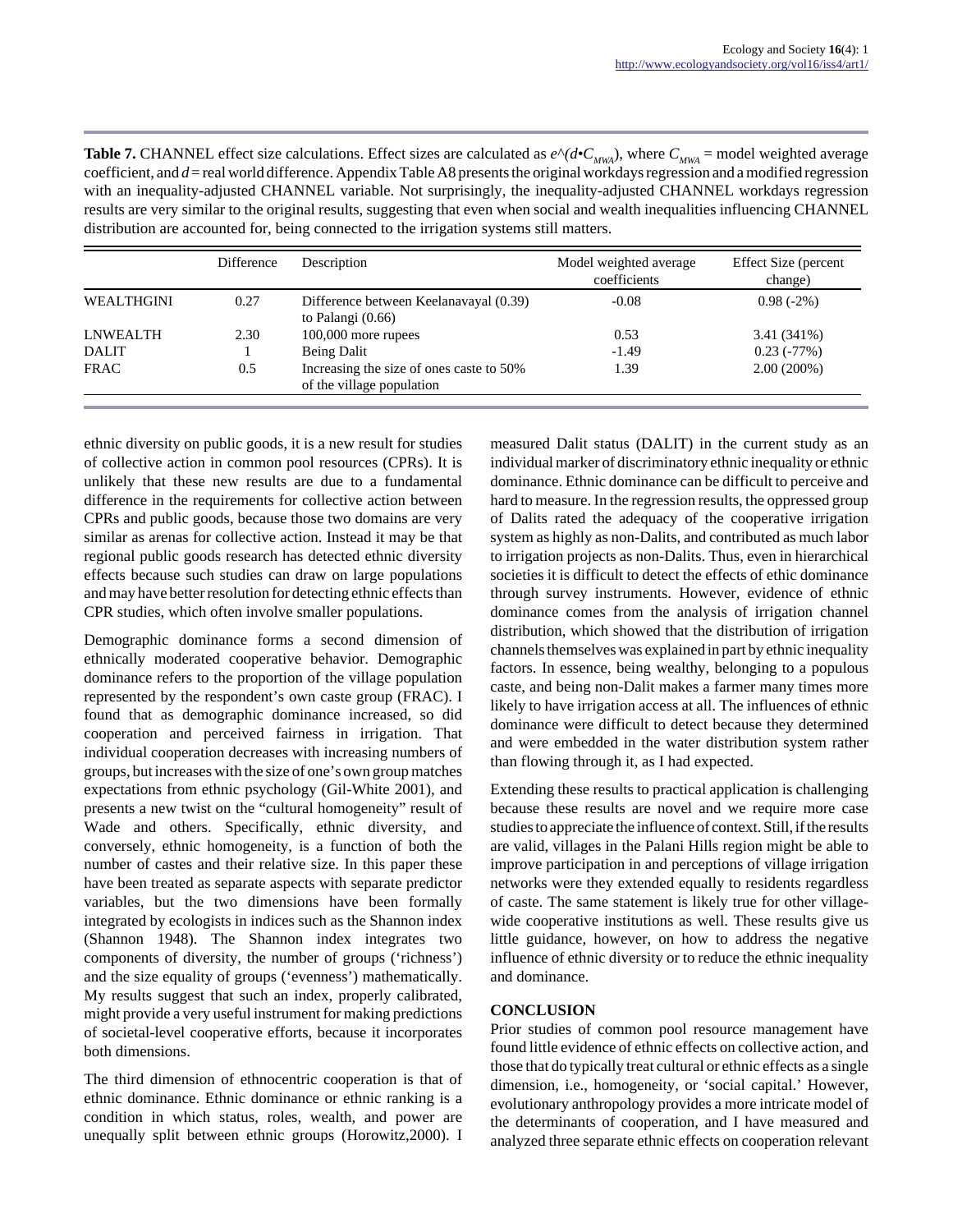**Table 7.** CHANNEL effect size calculations. Effect sizes are calculated as $e^{\wedge}(d \cdot C_{MWA})$, where $C_{MWA}$ = model weighted average coefficient, and $d$ = real world difference. Appendix Table A8 presents the original workdays regression and a modified regression with an inequality-adjusted CHANNEL variable. Not surprisingly, the inequality-adjusted CHANNEL workdays regression results are very similar to the original results, suggesting that even when social and wealth inequalities influencing CHANNEL distribution are accounted for, being connected to the irrigation systems still matters.

| | Difference | Description | Model weighted average coefficients | Effect Size (percent change) |
|---|---|---|---|---|
| WEALTHGINI | 0.27 | Difference between Keelanavayal (0.39) to Palangi (0.66) | -0.08 | 0.98 (-2%) |
| LNWEALTH | 2.30 | 100,000 more rupees | 0.53 | 3.41 (341%) |
| DALIT | 1 | Being Dalit | -1.49 | 0.23 (-77%) |
| FRAC | 0.5 | Increasing the size of ones caste to 50% of the village population | 1.39 | 2.00 (200%) |

ethnic diversity on public goods, it is a new result for studies of collective action in common pool resources (CPRs). It is unlikely that these new results are due to a fundamental difference in the requirements for collective action between CPRs and public goods, because those two domains are very similar as arenas for collective action. Instead it may be that regional public goods research has detected ethnic diversity effects because such studies can draw on large populations and may have better resolution for detecting ethnic effects than CPR studies, which often involve smaller populations.

Demographic dominance forms a second dimension of ethnically moderated cooperative behavior. Demographic dominance refers to the proportion of the village population represented by the respondent's own caste group (FRAC). I found that as demographic dominance increased, so did cooperation and perceived fairness in irrigation. That individual cooperation decreases with increasing numbers of groups, but increases with the size of one's own group matches expectations from ethnic psychology (Gil-White 2001), and presents a new twist on the "cultural homogeneity" result of Wade and others. Specifically, ethnic diversity, and conversely, ethnic homogeneity, is a function of both the number of castes and their relative size. In this paper these have been treated as separate aspects with separate predictor variables, but the two dimensions have been formally integrated by ecologists in indices such as the Shannon index (Shannon 1948). The Shannon index integrates two components of diversity, the number of groups ('richness') and the size equality of groups ('evenness') mathematically. My results suggest that such an index, properly calibrated, might provide a very useful instrument for making predictions of societal-level cooperative efforts, because it incorporates both dimensions.

The third dimension of ethnocentric cooperation is that of ethnic dominance. Ethnic dominance or ethnic ranking is a condition in which status, roles, wealth, and power are unequally split between ethnic groups (Horowitz,2000). I measured Dalit status (DALIT) in the current study as an individual marker of discriminatory ethnic inequality or ethnic dominance. Ethnic dominance can be difficult to perceive and hard to measure. In the regression results, the oppressed group of Dalits rated the adequacy of the cooperative irrigation system as highly as non-Dalits, and contributed as much labor to irrigation projects as non-Dalits. Thus, even in hierarchical societies it is difficult to detect the effects of ethic dominance through survey instruments. However, evidence of ethnic dominance comes from the analysis of irrigation channel distribution, which showed that the distribution of irrigation channels themselves was explained in part by ethnic inequality factors. In essence, being wealthy, belonging to a populous caste, and being non-Dalit makes a farmer many times more likely to have irrigation access at all. The influences of ethnic dominance were difficult to detect because they determined and were embedded in the water distribution system rather than flowing through it, as I had expected.

Extending these results to practical application is challenging because these results are novel and we require more case studies to appreciate the influence of context. Still, if the results are valid, villages in the Palani Hills region might be able to improve participation in and perceptions of village irrigation networks were they extended equally to residents regardless of caste. The same statement is likely true for other village-wide cooperative institutions as well. These results give us little guidance, however, on how to address the negative influence of ethnic diversity or to reduce the ethnic inequality and dominance.

## CONCLUSION

Prior studies of common pool resource management have found little evidence of ethnic effects on collective action, and those that do typically treat cultural or ethnic effects as a single dimension, i.e., homogeneity, or 'social capital.' However, evolutionary anthropology provides a more intricate model of the determinants of cooperation, and I have measured and analyzed three separate ethnic effects on cooperation relevant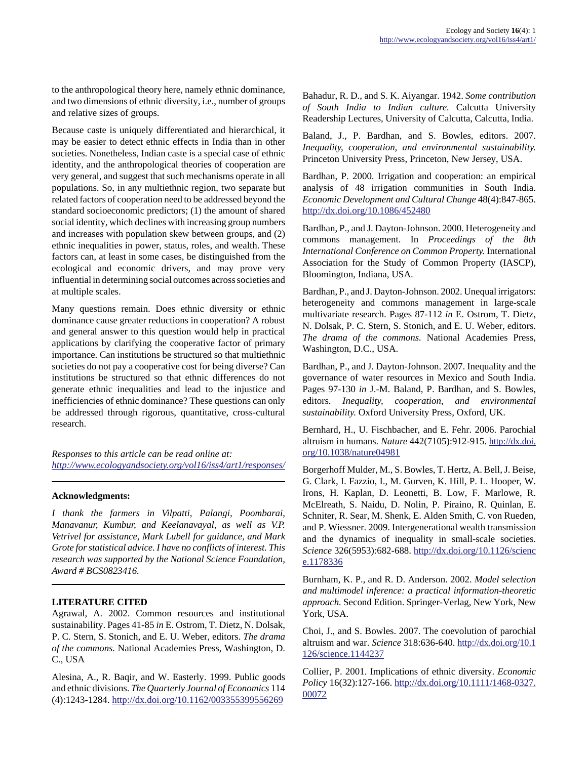to the anthropological theory here, namely ethnic dominance, and two dimensions of ethnic diversity, i.e., number of groups and relative sizes of groups.

Because caste is uniquely differentiated and hierarchical, it may be easier to detect ethnic effects in India than in other societies. Nonetheless, Indian caste is a special case of ethnic identity, and the anthropological theories of cooperation are very general, and suggest that such mechanisms operate in all populations. So, in any multiethnic region, two separate but related factors of cooperation need to be addressed beyond the standard socioeconomic predictors; (1) the amount of shared social identity, which declines with increasing group numbers and increases with population skew between groups, and (2) ethnic inequalities in power, status, roles, and wealth. These factors can, at least in some cases, be distinguished from the ecological and economic drivers, and may prove very influential in determining social outcomes across societies and at multiple scales.

Many questions remain. Does ethnic diversity or ethnic dominance cause greater reductions in cooperation? A robust and general answer to this question would help in practical applications by clarifying the cooperative factor of primary importance. Can institutions be structured so that multiethnic societies do not pay a cooperative cost for being diverse? Can institutions be structured so that ethnic differences do not generate ethnic inequalities and lead to the injustice and inefficiencies of ethnic dominance? These questions can only be addressed through rigorous, quantitative, cross-cultural research.

*Responses to this article can be read online at:*
*http://www.ecologyandsociety.org/vol16/iss4/art1/responses/*

---

**Acknowledgments:**

*I thank the farmers in Vilpatti, Palangi, Poombarai, Manavanur, Kumbur, and Keelanavayal, as well as V.P. Vetrivel for assistance, Mark Lubell for guidance, and Mark Grote for statistical advice. I have no conflicts of interest. This research was supported by the National Science Foundation, Award # BCS0823416.*

---

**LITERATURE CITED**

Agrawal, A. 2002. Common resources and institutional sustainability. Pages 41-85 *in* E. Ostrom, T. Dietz, N. Dolsak, P. C. Stern, S. Stonich, and E. U. Weber, editors. *The drama of the commons.* National Academies Press, Washington, D. C., USA

Alesina, A., R. Baqir, and W. Easterly. 1999. Public goods and ethnic divisions. *The Quarterly Journal of Economics* 114 (4):1243-1284. http://dx.doi.org/10.1162/003355399556269

Bahadur, R. D., and S. K. Aiyangar. 1942. *Some contribution of South India to Indian culture.* Calcutta University Readership Lectures, University of Calcutta, Calcutta, India.

Baland, J., P. Bardhan, and S. Bowles, editors. 2007. *Inequality, cooperation, and environmental sustainability.* Princeton University Press, Princeton, New Jersey, USA.

Bardhan, P. 2000. Irrigation and cooperation: an empirical analysis of 48 irrigation communities in South India. *Economic Development and Cultural Change* 48(4):847-865. http://dx.doi.org/10.1086/452480

Bardhan, P., and J. Dayton-Johnson. 2000. Heterogeneity and commons management. In *Proceedings of the 8th International Conference on Common Property.* International Association for the Study of Common Property (IASCP), Bloomington, Indiana, USA.

Bardhan, P., and J. Dayton-Johnson. 2002. Unequal irrigators: heterogeneity and commons management in large-scale multivariate research. Pages 87-112 *in* E. Ostrom, T. Dietz, N. Dolsak, P. C. Stern, S. Stonich, and E. U. Weber, editors. *The drama of the commons.* National Academies Press, Washington, D.C., USA.

Bardhan, P., and J. Dayton-Johnson. 2007. Inequality and the governance of water resources in Mexico and South India. Pages 97-130 *in* J.-M. Baland, P. Bardhan, and S. Bowles, editors. *Inequality, cooperation, and environmental sustainability.* Oxford University Press, Oxford, UK.

Bernhard, H., U. Fischbacher, and E. Fehr. 2006. Parochial altruism in humans. *Nature* 442(7105):912-915. http://dx.doi.org/10.1038/nature04981

Borgerhoff Mulder, M., S. Bowles, T. Hertz, A. Bell, J. Beise, G. Clark, I. Fazzio, I., M. Gurven, K. Hill, P. L. Hooper, W. Irons, H. Kaplan, D. Leonetti, B. Low, F. Marlowe, R. McElreath, S. Naidu, D. Nolin, P. Piraino, R. Quinlan, E. Schniter, R. Sear, M. Shenk, E. Alden Smith, C. von Rueden, and P. Wiessner. 2009. Intergenerational wealth transmission and the dynamics of inequality in small-scale societies. *Science* 326(5953):682-688. http://dx.doi.org/10.1126/science.1178336

Burnham, K. P., and R. D. Anderson. 2002. *Model selection and multimodel inference: a practical information-theoretic approach.* Second Edition. Springer-Verlag, New York, New York, USA.

Choi, J., and S. Bowles. 2007. The coevolution of parochial altruism and war. *Science* 318:636-640. http://dx.doi.org/10.1126/science.1144237

Collier, P. 2001. Implications of ethnic diversity. *Economic Policy* 16(32):127-166. http://dx.doi.org/10.1111/1468-0327.00072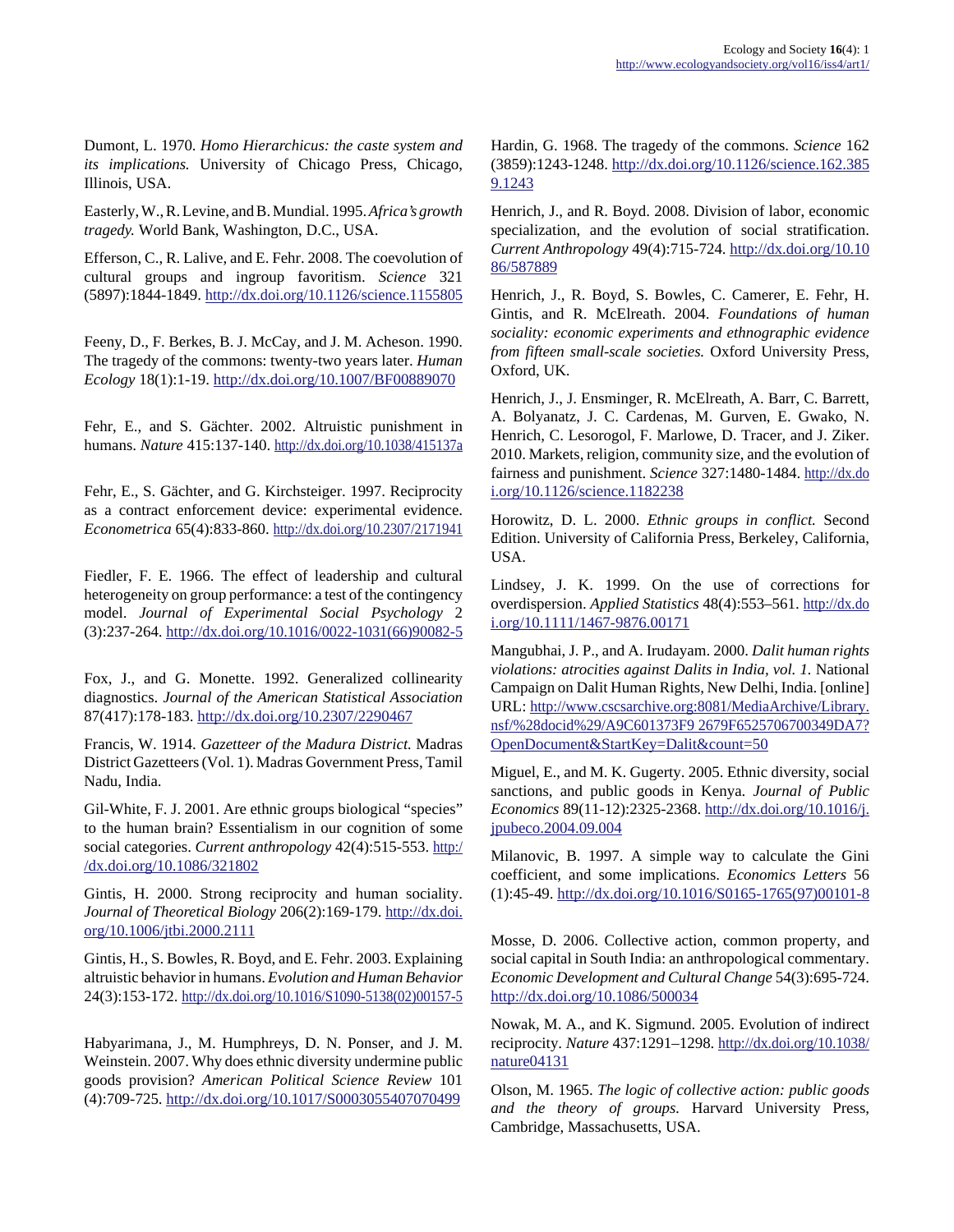Dumont, L. 1970. *Homo Hierarchicus: the caste system and its implications.* University of Chicago Press, Chicago, Illinois, USA.

Easterly, W., R. Levine, and B. Mundial. 1995. *Africa's growth tragedy.* World Bank, Washington, D.C., USA.

Efferson, C., R. Lalive, and E. Fehr. 2008. The coevolution of cultural groups and ingroup favoritism. *Science* 321 (5897):1844-1849. http://dx.doi.org/10.1126/science.1155805

Feeny, D., F. Berkes, B. J. McCay, and J. M. Acheson. 1990. The tragedy of the commons: twenty-two years later. *Human Ecology* 18(1):1-19. http://dx.doi.org/10.1007/BF00889070

Fehr, E., and S. Gächter. 2002. Altruistic punishment in humans. *Nature* 415:137-140. http://dx.doi.org/10.1038/415137a

Fehr, E., S. Gächter, and G. Kirchsteiger. 1997. Reciprocity as a contract enforcement device: experimental evidence. *Econometrica* 65(4):833-860. http://dx.doi.org/10.2307/2171941

Fiedler, F. E. 1966. The effect of leadership and cultural heterogeneity on group performance: a test of the contingency model. *Journal of Experimental Social Psychology* 2 (3):237-264. http://dx.doi.org/10.1016/0022-1031(66)90082-5

Fox, J., and G. Monette. 1992. Generalized collinearity diagnostics. *Journal of the American Statistical Association* 87(417):178-183. http://dx.doi.org/10.2307/2290467

Francis, W. 1914. *Gazetteer of the Madura District.* Madras District Gazetteers (Vol. 1). Madras Government Press, Tamil Nadu, India.

Gil-White, F. J. 2001. Are ethnic groups biological "species" to the human brain? Essentialism in our cognition of some social categories. *Current anthropology* 42(4):515-553. http://dx.doi.org/10.1086/321802

Gintis, H. 2000. Strong reciprocity and human sociality. *Journal of Theoretical Biology* 206(2):169-179. http://dx.doi.org/10.1006/jtbi.2000.2111

Gintis, H., S. Bowles, R. Boyd, and E. Fehr. 2003. Explaining altruistic behavior in humans. *Evolution and Human Behavior* 24(3):153-172. http://dx.doi.org/10.1016/S1090-5138(02)00157-5

Habyarimana, J., M. Humphreys, D. N. Ponser, and J. M. Weinstein. 2007. Why does ethnic diversity undermine public goods provision? *American Political Science Review* 101 (4):709-725. http://dx.doi.org/10.1017/S0003055407070499

Hardin, G. 1968. The tragedy of the commons. *Science* 162 (3859):1243-1248. http://dx.doi.org/10.1126/science.162.3859.1243

Henrich, J., and R. Boyd. 2008. Division of labor, economic specialization, and the evolution of social stratification. *Current Anthropology* 49(4):715-724. http://dx.doi.org/10.1086/587889

Henrich, J., R. Boyd, S. Bowles, C. Camerer, E. Fehr, H. Gintis, and R. McElreath. 2004. *Foundations of human sociality: economic experiments and ethnographic evidence from fifteen small-scale societies.* Oxford University Press, Oxford, UK.

Henrich, J., J. Ensminger, R. McElreath, A. Barr, C. Barrett, A. Bolyanatz, J. C. Cardenas, M. Gurven, E. Gwako, N. Henrich, C. Lesorogol, F. Marlowe, D. Tracer, and J. Ziker. 2010. Markets, religion, community size, and the evolution of fairness and punishment. *Science* 327:1480-1484. http://dx.doi.org/10.1126/science.1182238

Horowitz, D. L. 2000. *Ethnic groups in conflict.* Second Edition. University of California Press, Berkeley, California, USA.

Lindsey, J. K. 1999. On the use of corrections for overdispersion. *Applied Statistics* 48(4):553–561. http://dx.doi.org/10.1111/1467-9876.00171

Mangubhai, J. P., and A. Irudayam. 2000. *Dalit human rights violations: atrocities against Dalits in India, vol. 1.* National Campaign on Dalit Human Rights, New Delhi, India. [online] URL: http://www.cscsarchive.org:8081/MediaArchive/Library.nsf/%28docid%29/A9C601373F9 2679F6525706700349DA7?OpenDocument&StartKey=Dalit&count=50

Miguel, E., and M. K. Gugerty. 2005. Ethnic diversity, social sanctions, and public goods in Kenya. *Journal of Public Economics* 89(11-12):2325-2368. http://dx.doi.org/10.1016/j.jpubeco.2004.09.004

Milanovic, B. 1997. A simple way to calculate the Gini coefficient, and some implications. *Economics Letters* 56 (1):45-49. http://dx.doi.org/10.1016/S0165-1765(97)00101-8

Mosse, D. 2006. Collective action, common property, and social capital in South India: an anthropological commentary. *Economic Development and Cultural Change* 54(3):695-724. http://dx.doi.org/10.1086/500034

Nowak, M. A., and K. Sigmund. 2005. Evolution of indirect reciprocity. *Nature* 437:1291–1298. http://dx.doi.org/10.1038/nature04131

Olson, M. 1965. *The logic of collective action: public goods and the theory of groups.* Harvard University Press, Cambridge, Massachusetts, USA.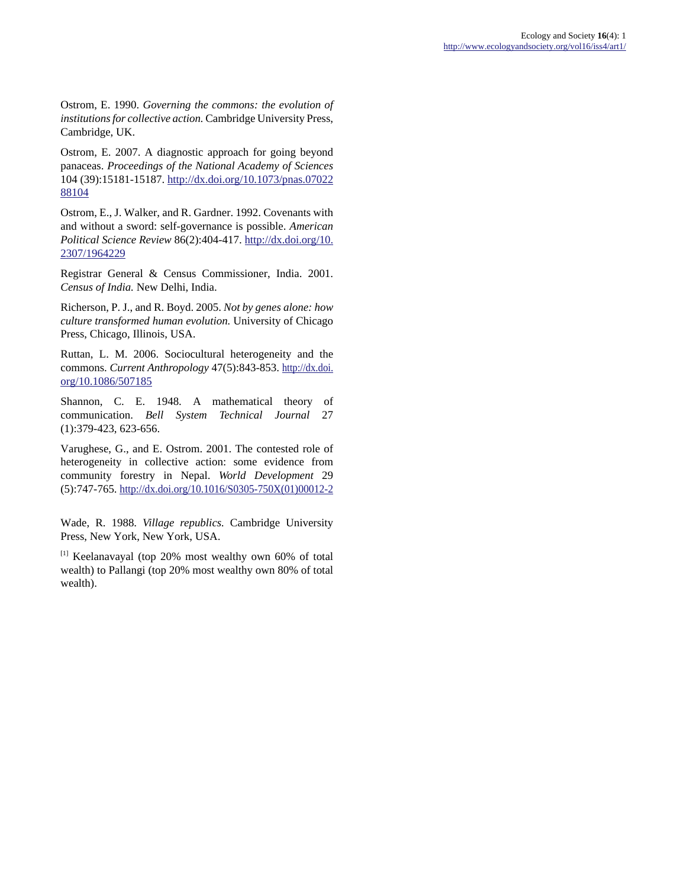Ostrom, E. 1990. *Governing the commons: the evolution of institutions for collective action.* Cambridge University Press, Cambridge, UK.

Ostrom, E. 2007. A diagnostic approach for going beyond panaceas. *Proceedings of the National Academy of Sciences* 104 (39):15181-15187. http://dx.doi.org/10.1073/pnas.0702288104

Ostrom, E., J. Walker, and R. Gardner. 1992. Covenants with and without a sword: self-governance is possible. *American Political Science Review* 86(2):404-417. http://dx.doi.org/10.2307/1964229

Registrar General & Census Commissioner, India. 2001. *Census of India.* New Delhi, India.

Richerson, P. J., and R. Boyd. 2005. *Not by genes alone: how culture transformed human evolution.* University of Chicago Press, Chicago, Illinois, USA.

Ruttan, L. M. 2006. Sociocultural heterogeneity and the commons. *Current Anthropology* 47(5):843-853. http://dx.doi.org/10.1086/507185

Shannon, C. E. 1948. A mathematical theory of communication. *Bell System Technical Journal* 27 (1):379-423, 623-656.

Varughese, G., and E. Ostrom. 2001. The contested role of heterogeneity in collective action: some evidence from community forestry in Nepal. *World Development* 29 (5):747-765. http://dx.doi.org/10.1016/S0305-750X(01)00012-2

Wade, R. 1988. *Village republics.* Cambridge University Press, New York, New York, USA.

[1] Keelanavayal (top 20% most wealthy own 60% of total wealth) to Pallangi (top 20% most wealthy own 80% of total wealth).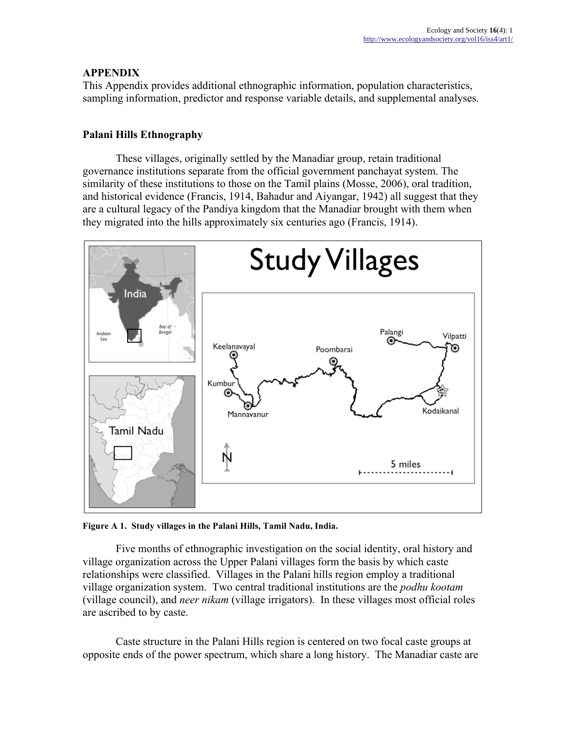## APPENDIX

This Appendix provides additional ethnographic information, population characteristics, sampling information, predictor and response variable details, and supplemental analyses.

### Palani Hills Ethnography

These villages, originally settled by the Manadiar group, retain traditional governance institutions separate from the official government panchayat system. The similarity of these institutions to those on the Tamil plains (Mosse, 2006), oral tradition, and historical evidence (Francis, 1914, Bahadur and Aiyangar, 1942) all suggest that they are a cultural legacy of the Pandiya kingdom that the Manadiar brought with them when they migrated into the hills approximately six centuries ago (Francis, 1914).

**Figure A 1. Study villages in the Palani Hills, Tamil Nadu, India.**

Five months of ethnographic investigation on the social identity, oral history and village organization across the Upper Palani villages form the basis by which caste relationships were classified. Villages in the Palani hills region employ a traditional village organization system. Two central traditional institutions are the *podhu kootam* (village council), and *neer nikam* (village irrigators). In these villages most official roles are ascribed to by caste.

Caste structure in the Palani Hills region is centered on two focal caste groups at opposite ends of the power spectrum, which share a long history. The Manadiar caste are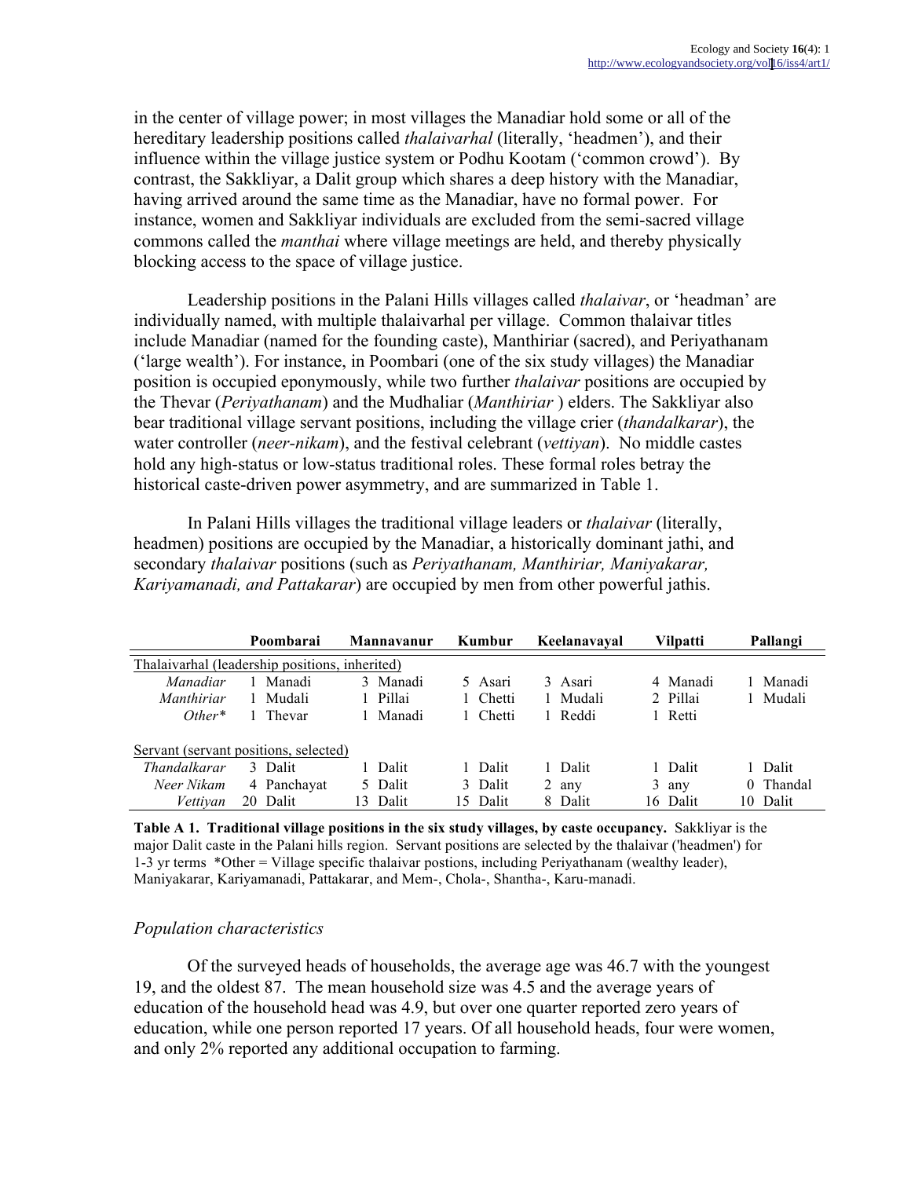in the center of village power; in most villages the Manadiar hold some or all of the hereditary leadership positions called *thalaivarhal* (literally, 'headmen'), and their influence within the village justice system or Podhu Kootam ('common crowd'). By contrast, the Sakkliyar, a Dalit group which shares a deep history with the Manadiar, having arrived around the same time as the Manadiar, have no formal power. For instance, women and Sakkliyar individuals are excluded from the semi-sacred village commons called the *manthai* where village meetings are held, and thereby physically blocking access to the space of village justice.

Leadership positions in the Palani Hills villages called *thalaivar*, or 'headman' are individually named, with multiple thalaivarhal per village. Common thalaivar titles include Manadiar (named for the founding caste), Manthiriar (sacred), and Periyathanam ('large wealth'). For instance, in Poombari (one of the six study villages) the Manadiar position is occupied eponymously, while two further *thalaivar* positions are occupied by the Thevar (*Periyathanam*) and the Mudhaliar (*Manthiriar* ) elders. The Sakkliyar also bear traditional village servant positions, including the village crier (*thandalkarar*), the water controller (*neer-nikam*), and the festival celebrant (*vettiyan*). No middle castes hold any high-status or low-status traditional roles. These formal roles betray the historical caste-driven power asymmetry, and are summarized in Table 1.

In Palani Hills villages the traditional village leaders or *thalaivar* (literally, headmen) positions are occupied by the Manadiar, a historically dominant jathi, and secondary *thalaivar* positions (such as *Periyathanam, Manthiriar, Maniyakarar, Kariyamanadi, and Pattakarar*) are occupied by men from other powerful jathis.

| | Poombarai | Mannavanur | Kumbur | Keelanavayal | Vilpatti | Pallangi |
|---|---|---|---|---|---|---|
| Thalaivarhal (leadership positions, inherited) | | | | | | |
| *Manadiar* | 1 Manadi | 3 Manadi | 5 Asari | 3 Asari | 4 Manadi | 1 Manadi |
| *Manthiriar* | 1 Mudali | 1 Pillai | 1 Chetti | 1 Mudali | 2 Pillai | 1 Mudali |
| *Other** | 1 Thevar | 1 Manadi | 1 Chetti | 1 Reddi | 1 Retti | |
| Servant (servant positions, selected) | | | | | | |
| *Thandalkarar* | 3 Dalit | 1 Dalit | 1 Dalit | 1 Dalit | 1 Dalit | 1 Dalit |
| *Neer Nikam* | 4 Panchayat | 5 Dalit | 3 Dalit | 2 any | 3 any | 0 Thandal |
| *Vettiyan* | 20 Dalit | 13 Dalit | 15 Dalit | 8 Dalit | 16 Dalit | 10 Dalit |

**Table A 1. Traditional village positions in the six study villages, by caste occupancy.** Sakkliyar is the major Dalit caste in the Palani hills region. Servant positions are selected by the thalaivar ('headmen') for 1-3 yr terms *Other = Village specific thalaivar postions, including Periyathanam (wealthy leader), Maniyakarar, Kariyamanadi, Pattakarar, and Mem-, Chola-, Shantha-, Karu-manadi.

### *Population characteristics*

Of the surveyed heads of households, the average age was 46.7 with the youngest 19, and the oldest 87. The mean household size was 4.5 and the average years of education of the household head was 4.9, but over one quarter reported zero years of education, while one person reported 17 years. Of all household heads, four were women, and only 2% reported any additional occupation to farming.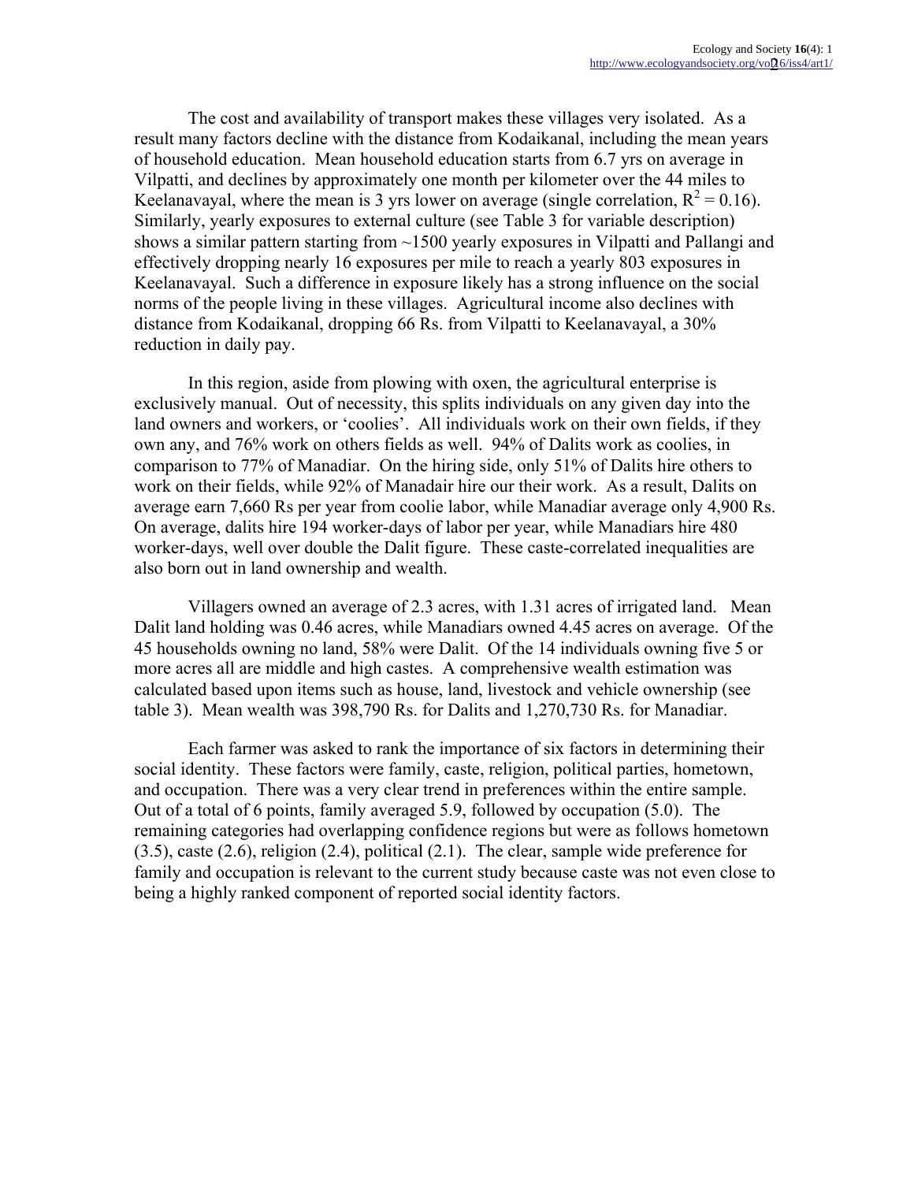The cost and availability of transport makes these villages very isolated. As a result many factors decline with the distance from Kodaikanal, including the mean years of household education. Mean household education starts from 6.7 yrs on average in Vilpatti, and declines by approximately one month per kilometer over the 44 miles to Keelanavayal, where the mean is 3 yrs lower on average (single correlation, $R^2 = 0.16$). Similarly, yearly exposures to external culture (see Table 3 for variable description) shows a similar pattern starting from ~1500 yearly exposures in Vilpatti and Pallangi and effectively dropping nearly 16 exposures per mile to reach a yearly 803 exposures in Keelanavayal. Such a difference in exposure likely has a strong influence on the social norms of the people living in these villages. Agricultural income also declines with distance from Kodaikanal, dropping 66 Rs. from Vilpatti to Keelanavayal, a 30% reduction in daily pay.

In this region, aside from plowing with oxen, the agricultural enterprise is exclusively manual. Out of necessity, this splits individuals on any given day into the land owners and workers, or 'coolies'. All individuals work on their own fields, if they own any, and 76% work on others fields as well. 94% of Dalits work as coolies, in comparison to 77% of Manadiar. On the hiring side, only 51% of Dalits hire others to work on their fields, while 92% of Manadair hire our their work. As a result, Dalits on average earn 7,660 Rs per year from coolie labor, while Manadiar average only 4,900 Rs. On average, dalits hire 194 worker-days of labor per year, while Manadiars hire 480 worker-days, well over double the Dalit figure. These caste-correlated inequalities are also born out in land ownership and wealth.

Villagers owned an average of 2.3 acres, with 1.31 acres of irrigated land. Mean Dalit land holding was 0.46 acres, while Manadiars owned 4.45 acres on average. Of the 45 households owning no land, 58% were Dalit. Of the 14 individuals owning five 5 or more acres all are middle and high castes. A comprehensive wealth estimation was calculated based upon items such as house, land, livestock and vehicle ownership (see table 3). Mean wealth was 398,790 Rs. for Dalits and 1,270,730 Rs. for Manadiar.

Each farmer was asked to rank the importance of six factors in determining their social identity. These factors were family, caste, religion, political parties, hometown, and occupation. There was a very clear trend in preferences within the entire sample. Out of a total of 6 points, family averaged 5.9, followed by occupation (5.0). The remaining categories had overlapping confidence regions but were as follows hometown (3.5), caste (2.6), religion (2.4), political (2.1). The clear, sample wide preference for family and occupation is relevant to the current study because caste was not even close to being a highly ranked component of reported social identity factors.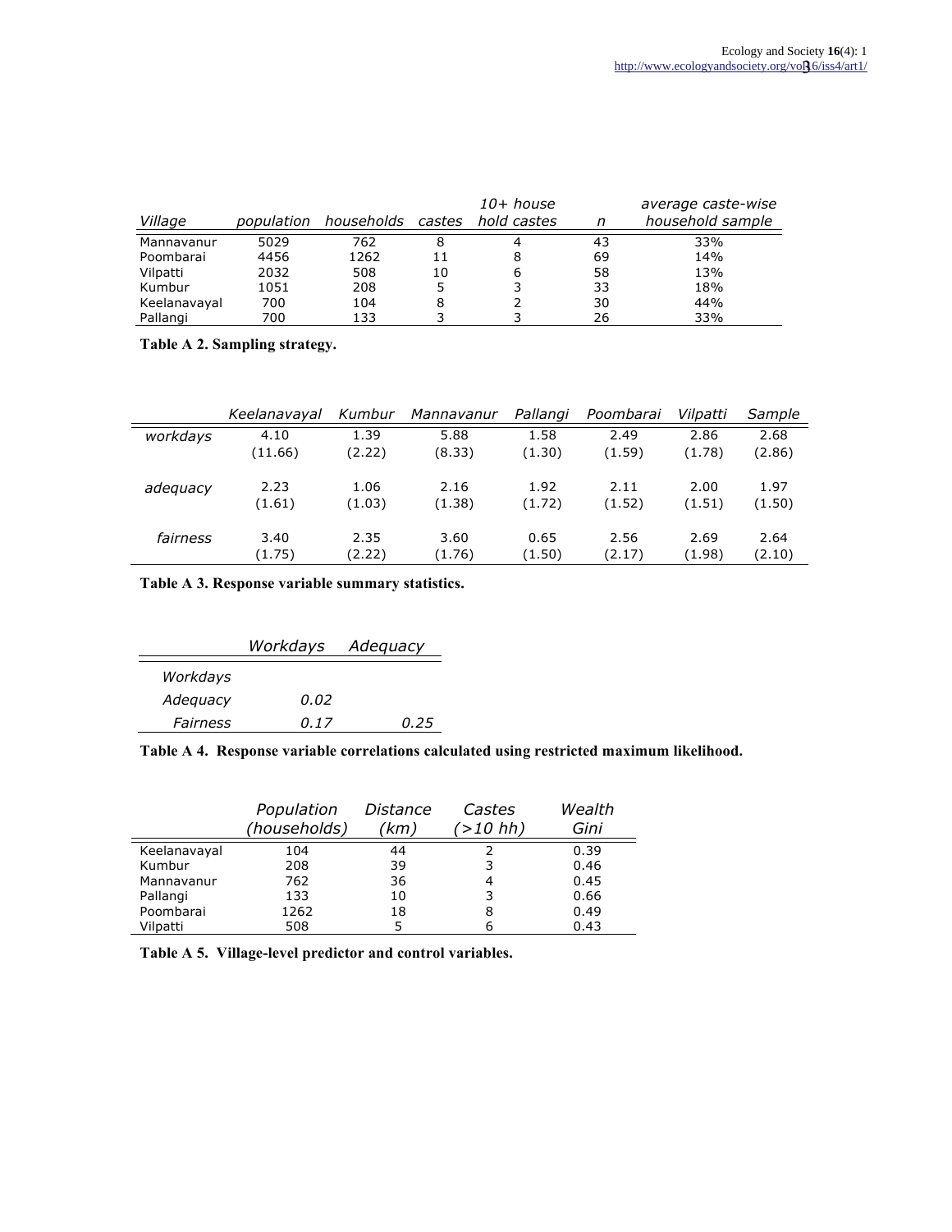| *Village* | *population* | *households* | *castes* | *10+ house hold castes* | *n* | *average caste-wise household sample* |
|---|---|---|---|---|---|---|
| Mannavanur | 5029 | 762 | 8 | 4 | 43 | 33% |
| Poombarai | 4456 | 1262 | 11 | 8 | 69 | 14% |
| Vilpatti | 2032 | 508 | 10 | 6 | 58 | 13% |
| Kumbur | 1051 | 208 | 5 | 3 | 33 | 18% |
| Keelanavayal | 700 | 104 | 8 | 2 | 30 | 44% |
| Pallangi | 700 | 133 | 3 | 3 | 26 | 33% |

**Table A 2. Sampling strategy.**

| | *Keelanavayal* | *Kumbur* | *Mannavanur* | *Pallangi* | *Poombarai* | *Vilpatti* | *Sample* |
|---|---|---|---|---|---|---|---|
| *workdays* | 4.10 | 1.39 | 5.88 | 1.58 | 2.49 | 2.86 | 2.68 |
| | (11.66) | (2.22) | (8.33) | (1.30) | (1.59) | (1.78) | (2.86) |
| *adequacy* | 2.23 | 1.06 | 2.16 | 1.92 | 2.11 | 2.00 | 1.97 |
| | (1.61) | (1.03) | (1.38) | (1.72) | (1.52) | (1.51) | (1.50) |
| *fairness* | 3.40 | 2.35 | 3.60 | 0.65 | 2.56 | 2.69 | 2.64 |
| | (1.75) | (2.22) | (1.76) | (1.50) | (2.17) | (1.98) | (2.10) |

**Table A 3. Response variable summary statistics.**

| | *Workdays* | *Adequacy* |
|---|---|---|
| *Workdays* | | |
| *Adequacy* | *0.02* | |
| *Fairness* | *0.17* | *0.25* |

**Table A 4. Response variable correlations calculated using restricted maximum likelihood.**

| | *Population (households)* | *Distance (km)* | *Castes (>10 hh)* | *Wealth Gini* |
|---|---|---|---|---|
| Keelanavayal | 104 | 44 | 2 | 0.39 |
| Kumbur | 208 | 39 | 3 | 0.46 |
| Mannavanur | 762 | 36 | 4 | 0.45 |
| Pallangi | 133 | 10 | 3 | 0.66 |
| Poombarai | 1262 | 18 | 8 | 0.49 |
| Vilpatti | 508 | 5 | 6 | 0.43 |

**Table A 5. Village-level predictor and control variables.**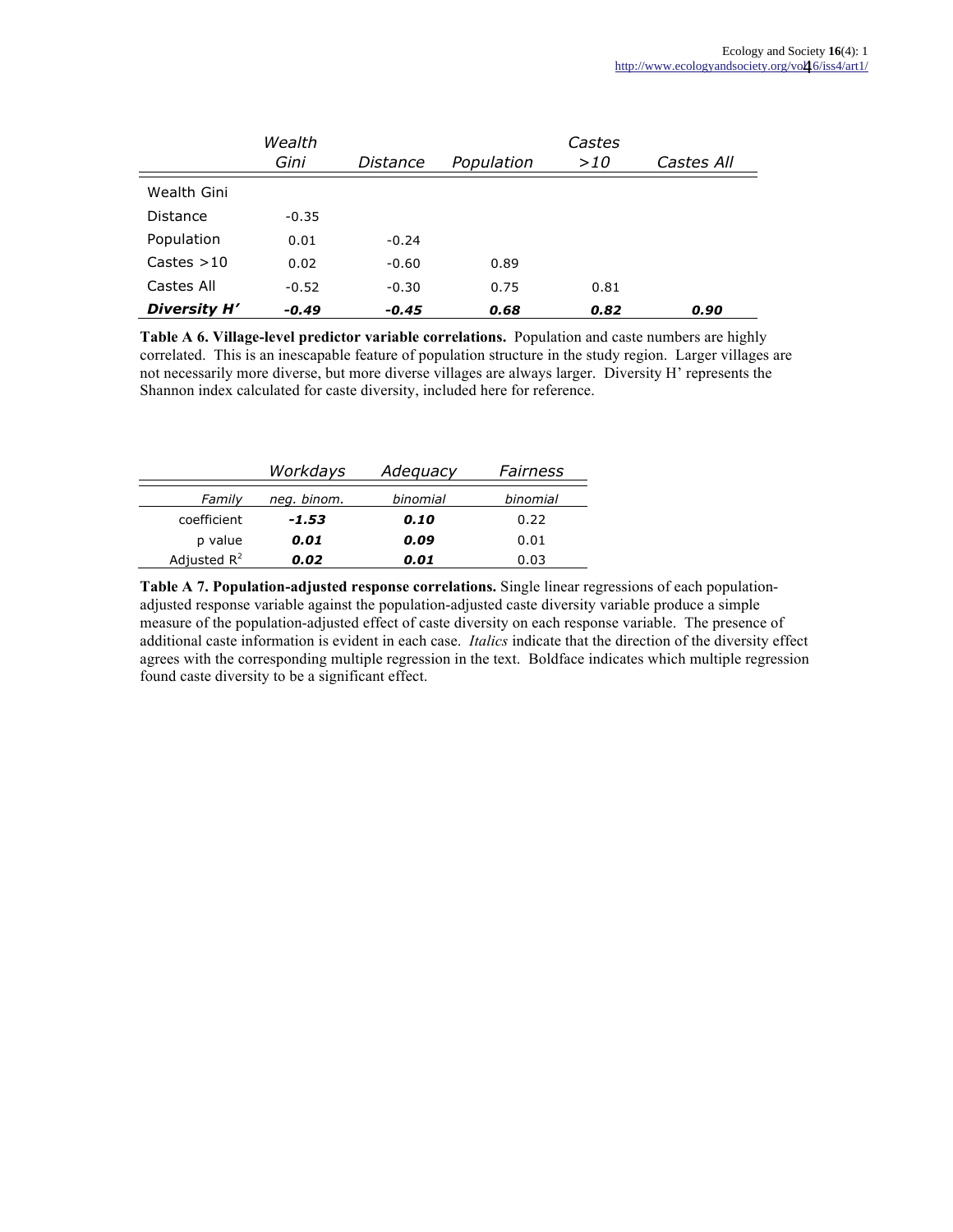| | *Wealth Gini* | *Distance* | *Population* | *Castes >10* | *Castes All* |
|---|---|---|---|---|---|
| Wealth Gini | | | | | |
| Distance | -0.35 | | | | |
| Population | 0.01 | -0.24 | | | |
| Castes >10 | 0.02 | -0.60 | 0.89 | | |
| Castes All | -0.52 | -0.30 | 0.75 | 0.81 | |
| ***Diversity H'*** | ***-0.49*** | ***-0.45*** | ***0.68*** | ***0.82*** | ***0.90*** |

**Table A 6. Village-level predictor variable correlations.** Population and caste numbers are highly correlated. This is an inescapable feature of population structure in the study region. Larger villages are not necessarily more diverse, but more diverse villages are always larger. Diversity H' represents the Shannon index calculated for caste diversity, included here for reference.

| | *Workdays* | *Adequacy* | *Fairness* |
|---|---|---|---|
| *Family* | *neg. binom.* | *binomial* | *binomial* |
| coefficient | ***-1.53*** | ***0.10*** | 0.22 |
| p value | ***0.01*** | ***0.09*** | 0.01 |
| Adjusted $R^2$ | ***0.02*** | ***0.01*** | 0.03 |

**Table A 7. Population-adjusted response correlations.** Single linear regressions of each population-adjusted response variable against the population-adjusted caste diversity variable produce a simple measure of the population-adjusted effect of caste diversity on each response variable. The presence of additional caste information is evident in each case. *Italics* indicate that the direction of the diversity effect agrees with the corresponding multiple regression in the text. Boldface indicates which multiple regression found caste diversity to be a significant effect.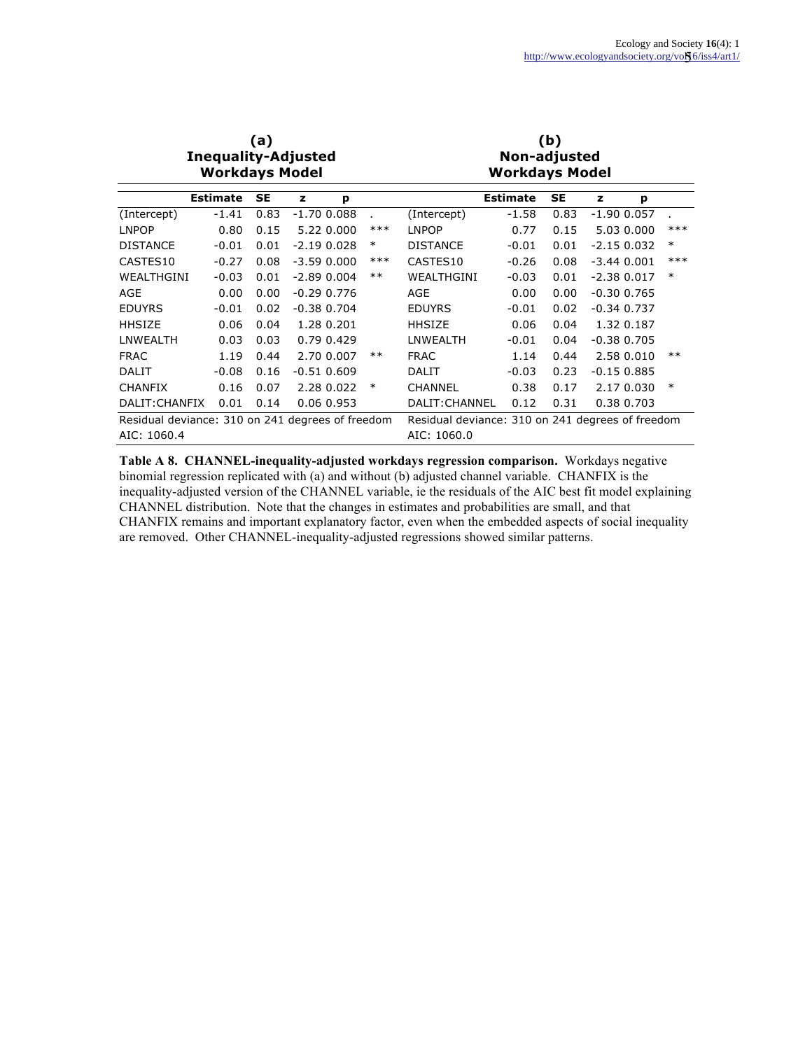| **(a) Inequality-Adjusted Workdays Model** | | | | | | **(b) Non-adjusted Workdays Model** | | | | | |
|---|---|---|---|---|---|---|---|---|---|---|---|
| | **Estimate** | **SE** | **z** | **p** | | | **Estimate** | **SE** | **z** | **p** | |
| (Intercept) | -1.41 | 0.83 | -1.70 | 0.088 | . | (Intercept) | -1.58 | 0.83 | -1.90 | 0.057 | . |
| LNPOP | 0.80 | 0.15 | 5.22 | 0.000 | *** | LNPOP | 0.77 | 0.15 | 5.03 | 0.000 | *** |
| DISTANCE | -0.01 | 0.01 | -2.19 | 0.028 | * | DISTANCE | -0.01 | 0.01 | -2.15 | 0.032 | * |
| CASTES10 | -0.27 | 0.08 | -3.59 | 0.000 | *** | CASTES10 | -0.26 | 0.08 | -3.44 | 0.001 | *** |
| WEALTHGINI | -0.03 | 0.01 | -2.89 | 0.004 | ** | WEALTHGINI | -0.03 | 0.01 | -2.38 | 0.017 | * |
| AGE | 0.00 | 0.00 | -0.29 | 0.776 | | AGE | 0.00 | 0.00 | -0.30 | 0.765 | |
| EDUYRS | -0.01 | 0.02 | -0.38 | 0.704 | | EDUYRS | -0.01 | 0.02 | -0.34 | 0.737 | |
| HHSIZE | 0.06 | 0.04 | 1.28 | 0.201 | | HHSIZE | 0.06 | 0.04 | 1.32 | 0.187 | |
| LNWEALTH | 0.03 | 0.03 | 0.79 | 0.429 | | LNWEALTH | -0.01 | 0.04 | -0.38 | 0.705 | |
| FRAC | 1.19 | 0.44 | 2.70 | 0.007 | ** | FRAC | 1.14 | 0.44 | 2.58 | 0.010 | ** |
| DALIT | -0.08 | 0.16 | -0.51 | 0.609 | | DALIT | -0.03 | 0.23 | -0.15 | 0.885 | |
| CHANFIX | 0.16 | 0.07 | 2.28 | 0.022 | * | CHANNEL | 0.38 | 0.17 | 2.17 | 0.030 | * |
| DALIT:CHANFIX | 0.01 | 0.14 | 0.06 | 0.953 | | DALIT:CHANNEL | 0.12 | 0.31 | 0.38 | 0.703 | |
| Residual deviance: 310 on 241 degrees of freedom | | | | | | Residual deviance: 310 on 241 degrees of freedom | | | | | |
| AIC: 1060.4 | | | | | | AIC: 1060.0 | | | | | |

**Table A 8. CHANNEL-inequality-adjusted workdays regression comparison.** Workdays negative binomial regression replicated with (a) and without (b) adjusted channel variable. CHANFIX is the inequality-adjusted version of the CHANNEL variable, ie the residuals of the AIC best fit model explaining CHANNEL distribution. Note that the changes in estimates and probabilities are small, and that CHANFIX remains and important explanatory factor, even when the embedded aspects of social inequality are removed. Other CHANNEL-inequality-adjusted regressions showed similar patterns.